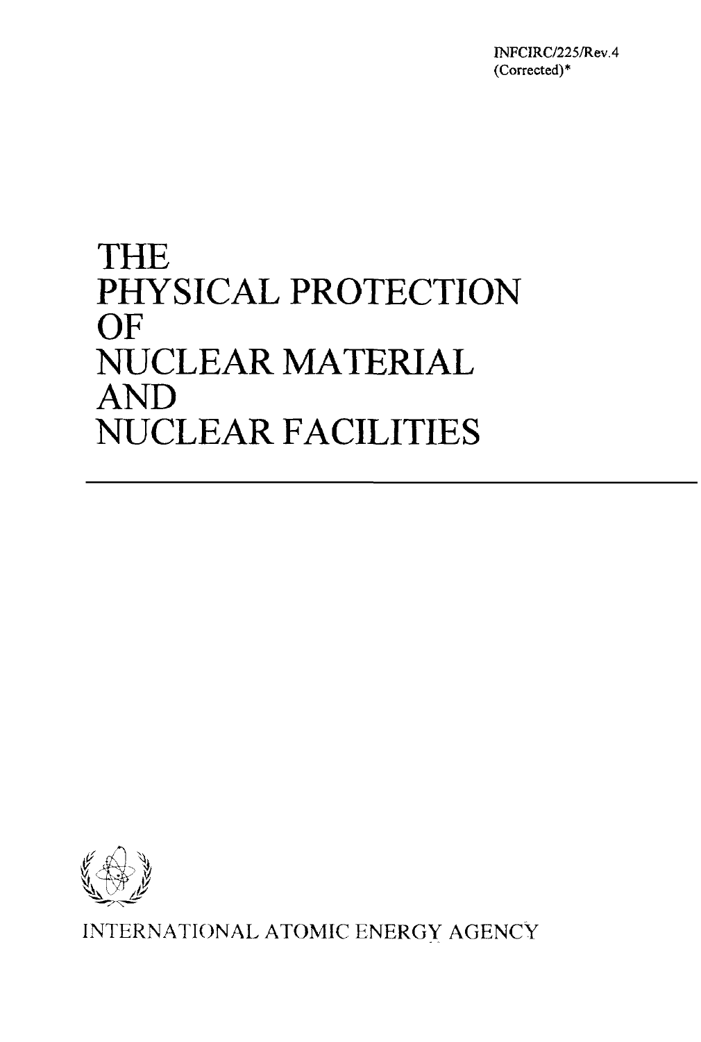INFCIRC/225/Rev.4
(Corrected)*

# THE PHYSICAL PROTECTION OF NUCLEAR MATERIAL AND NUCLEAR FACILITIES

---

INTERNATIONAL ATOMIC ENERGY AGENCY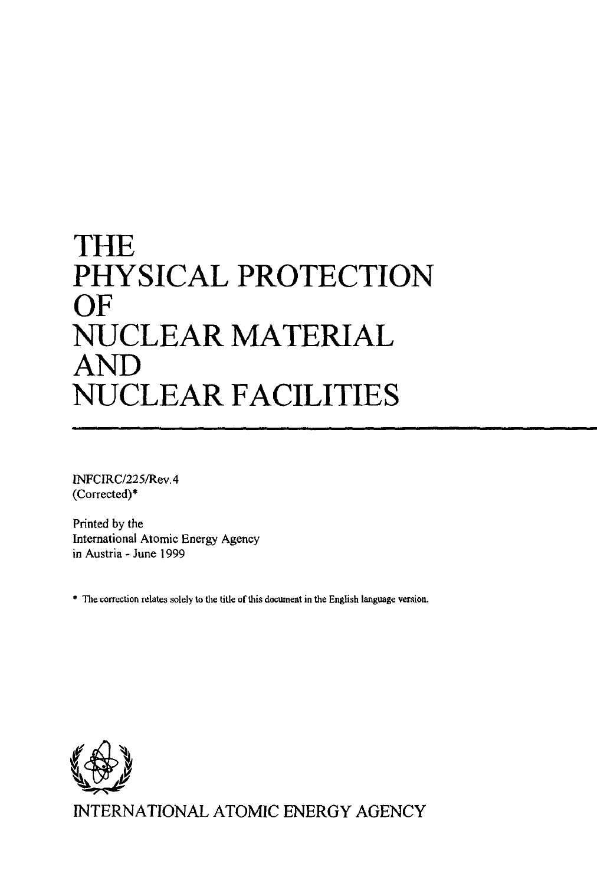# THE PHYSICAL PROTECTION OF NUCLEAR MATERIAL AND NUCLEAR FACILITIES

INFCIRC/225/Rev.4
(Corrected)*

Printed by the
International Atomic Energy Agency
in Austria - June 1999

\* The correction relates solely to the title of this document in the English language version.

INTERNATIONAL ATOMIC ENERGY AGENCY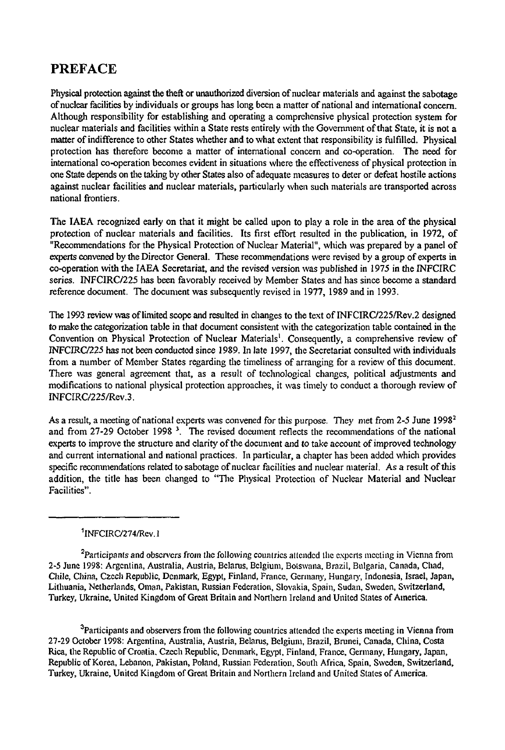# PREFACE

Physical protection against the theft or unauthorized diversion of nuclear materials and against the sabotage of nuclear facilities by individuals or groups has long been a matter of national and international concern. Although responsibility for establishing and operating a comprehensive physical protection system for nuclear materials and facilities within a State rests entirely with the Government of that State, it is not a matter of indifference to other States whether and to what extent that responsibility is fulfilled. Physical protection has therefore become a matter of international concern and co-operation. The need for international co-operation becomes evident in situations where the effectiveness of physical protection in one State depends on the taking by other States also of adequate measures to deter or defeat hostile actions against nuclear facilities and nuclear materials, particularly when such materials are transported across national frontiers.

The IAEA recognized early on that it might be called upon to play a role in the area of the physical protection of nuclear materials and facilities. Its first effort resulted in the publication, in 1972, of "Recommendations for the Physical Protection of Nuclear Material", which was prepared by a panel of experts convened by the Director General. These recommendations were revised by a group of experts in co-operation with the IAEA Secretariat, and the revised version was published in 1975 in the INFCIRC series. INFCIRC/225 has been favorably received by Member States and has since become a standard reference document. The document was subsequently revised in 1977, 1989 and in 1993.

The 1993 review was of limited scope and resulted in changes to the text of INFCIRC/225/Rev.2 designed to make the categorization table in that document consistent with the categorization table contained in the Convention on Physical Protection of Nuclear Materials[1]. Consequently, a comprehensive review of INFCIRC/225 has not been conducted since 1989. In late 1997, the Secretariat consulted with individuals from a number of Member States regarding the timeliness of arranging for a review of this document. There was general agreement that, as a result of technological changes, political adjustments and modifications to national physical protection approaches, it was timely to conduct a thorough review of INFCIRC/225/Rev.3.

As a result, a meeting of national experts was convened for this purpose. They met from 2-5 June 1998[2] and from 27-29 October 1998 [3]. The revised document reflects the recommendations of the national experts to improve the structure and clarity of the document and to take account of improved technology and current international and national practices. In particular, a chapter has been added which provides specific recommendations related to sabotage of nuclear facilities and nuclear material. As a result of this addition, the title has been changed to "The Physical Protection of Nuclear Material and Nuclear Facilities".

---

[1] INFCIRC/274/Rev.1

[2] Participants and observers from the following countries attended the experts meeting in Vienna from 2-5 June 1998: Argentina, Australia, Austria, Belarus, Belgium, Botswana, Brazil, Bulgaria, Canada, Chad, Chile, China, Czech Republic, Denmark, Egypt, Finland, France, Germany, Hungary, Indonesia, Israel, Japan, Lithuania, Netherlands, Oman, Pakistan, Russian Federation, Slovakia, Spain, Sudan, Sweden, Switzerland, Turkey, Ukraine, United Kingdom of Great Britain and Northern Ireland and United States of America.

[3] Participants and observers from the following countries attended the experts meeting in Vienna from 27-29 October 1998: Argentina, Australia, Austria, Belarus, Belgium, Brazil, Brunei, Canada, China, Costa Rica, the Republic of Croatia, Czech Republic, Denmark, Egypt, Finland, France, Germany, Hungary, Japan, Republic of Korea, Lebanon, Pakistan, Poland, Russian Federation, South Africa, Spain, Sweden, Switzerland, Turkey, Ukraine, United Kingdom of Great Britain and Northern Ireland and United States of America.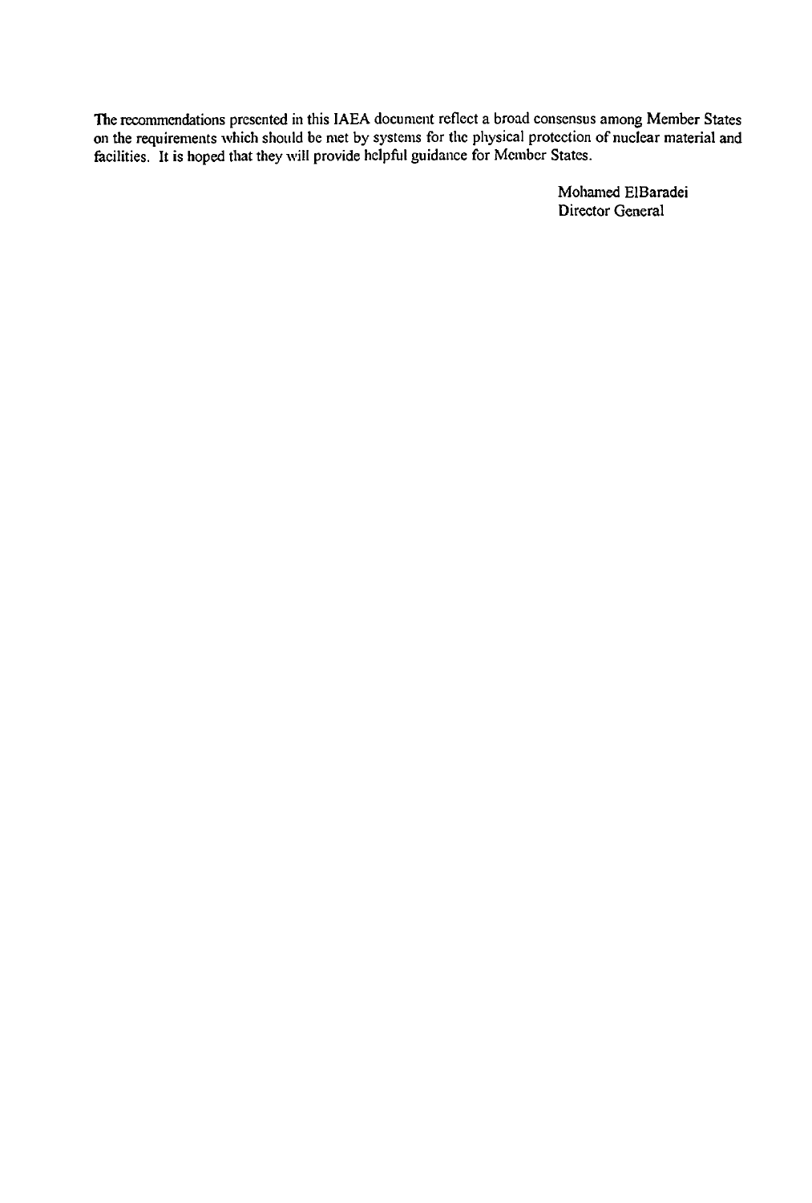The recommendations presented in this IAEA document reflect a broad consensus among Member States on the requirements which should be met by systems for the physical protection of nuclear material and facilities. It is hoped that they will provide helpful guidance for Member States.

Mohamed ElBaradei
Director General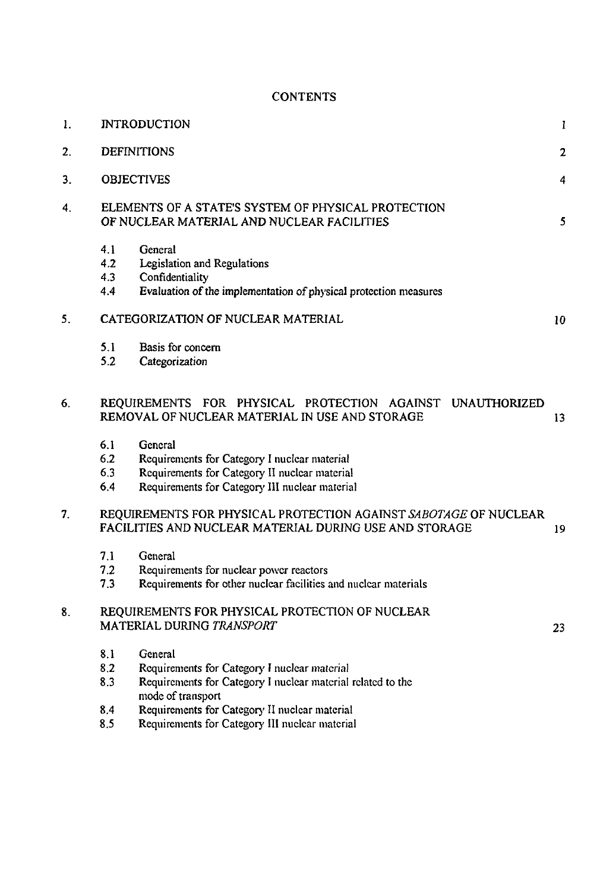# CONTENTS

| | | |
|---|---|---|
| 1. | INTRODUCTION | 1 |
| 2. | DEFINITIONS | 2 |
| 3. | OBJECTIVES | 4 |
| 4. | ELEMENTS OF A STATE'S SYSTEM OF PHYSICAL PROTECTION OF NUCLEAR MATERIAL AND NUCLEAR FACILITIES | 5 |
| | 4.1 General | |
| | 4.2 Legislation and Regulations | |
| | 4.3 Confidentiality | |
| | 4.4 Evaluation of the implementation of physical protection measures | |
| 5. | CATEGORIZATION OF NUCLEAR MATERIAL | 10 |
| | 5.1 Basis for concern | |
| | 5.2 Categorization | |
| 6. | REQUIREMENTS FOR PHYSICAL PROTECTION AGAINST UNAUTHORIZED REMOVAL OF NUCLEAR MATERIAL IN USE AND STORAGE | 13 |
| | 6.1 General | |
| | 6.2 Requirements for Category I nuclear material | |
| | 6.3 Requirements for Category II nuclear material | |
| | 6.4 Requirements for Category III nuclear material | |
| 7. | REQUIREMENTS FOR PHYSICAL PROTECTION AGAINST *SABOTAGE* OF NUCLEAR FACILITIES AND NUCLEAR MATERIAL DURING USE AND STORAGE | 19 |
| | 7.1 General | |
| | 7.2 Requirements for nuclear power reactors | |
| | 7.3 Requirements for other nuclear facilities and nuclear materials | |
| 8. | REQUIREMENTS FOR PHYSICAL PROTECTION OF NUCLEAR MATERIAL DURING *TRANSPORT* | 23 |
| | 8.1 General | |
| | 8.2 Requirements for Category I nuclear material | |
| | 8.3 Requirements for Category I nuclear material related to the mode of transport | |
| | 8.4 Requirements for Category II nuclear material | |
| | 8.5 Requirements for Category III nuclear material | |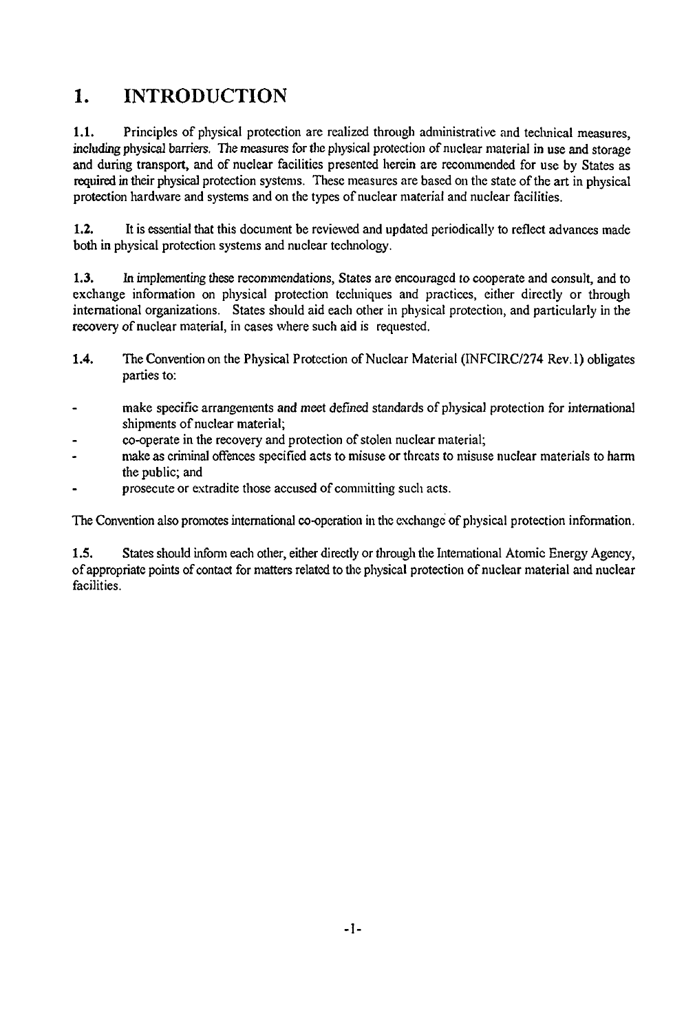# 1. INTRODUCTION

**1.1.** Principles of physical protection are realized through administrative and technical measures, including physical barriers. The measures for the physical protection of nuclear material in use and storage and during transport, and of nuclear facilities presented herein are recommended for use by States as required in their physical protection systems. These measures are based on the state of the art in physical protection hardware and systems and on the types of nuclear material and nuclear facilities.

**1.2.** It is essential that this document be reviewed and updated periodically to reflect advances made both in physical protection systems and nuclear technology.

**1.3.** In implementing these recommendations, States are encouraged to cooperate and consult, and to exchange information on physical protection techniques and practices, either directly or through international organizations. States should aid each other in physical protection, and particularly in the recovery of nuclear material, in cases where such aid is requested.

**1.4.** The Convention on the Physical Protection of Nuclear Material (INFCIRC/274 Rev.1) obligates parties to:

- make specific arrangements and meet defined standards of physical protection for international shipments of nuclear material;
- co-operate in the recovery and protection of stolen nuclear material;
- make as criminal offences specified acts to misuse or threats to misuse nuclear materials to harm the public; and
- prosecute or extradite those accused of committing such acts.

The Convention also promotes international co-operation in the exchange of physical protection information.

**1.5.** States should inform each other, either directly or through the International Atomic Energy Agency, of appropriate points of contact for matters related to the physical protection of nuclear material and nuclear facilities.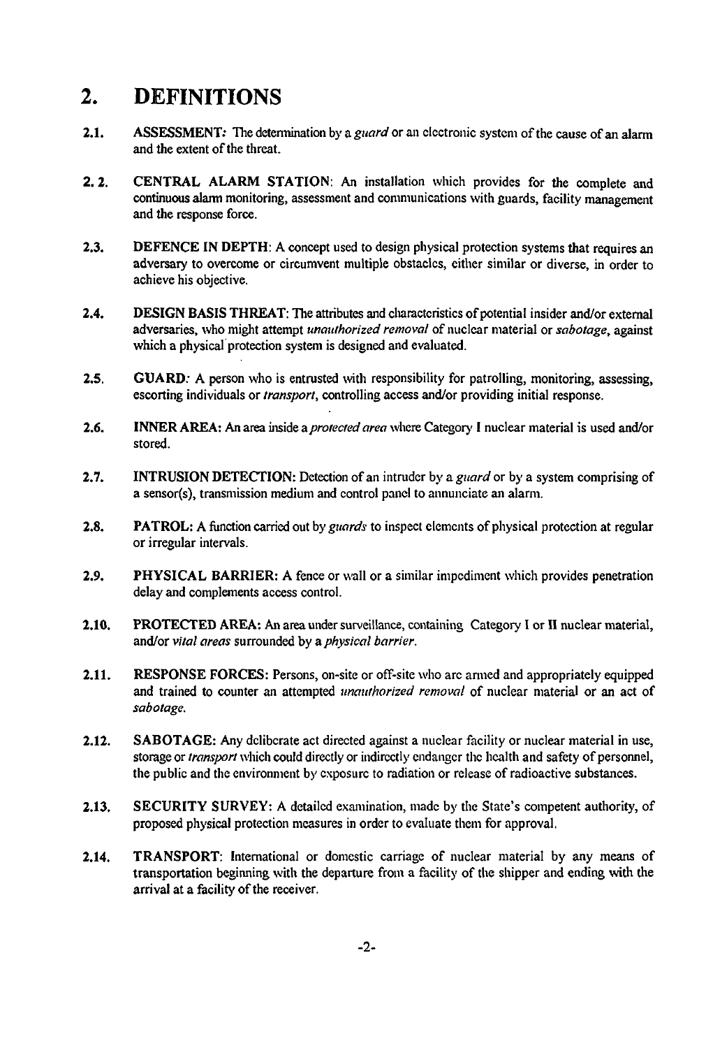# 2. DEFINITIONS

**2.1.** **ASSESSMENT:** The determination by a *guard* or an electronic system of the cause of an alarm and the extent of the threat.

**2.2.** **CENTRAL ALARM STATION**: An installation which provides for the complete and continuous alarm monitoring, assessment and communications with guards, facility management and the response force.

**2.3.** **DEFENCE IN DEPTH**: A concept used to design physical protection systems that requires an adversary to overcome or circumvent multiple obstacles, either similar or diverse, in order to achieve his objective.

**2.4.** **DESIGN BASIS THREAT**: The attributes and characteristics of potential insider and/or external adversaries, who might attempt *unauthorized removal* of nuclear material or *sabotage*, against which a physical protection system is designed and evaluated.

**2.5.** **GUARD**: A person who is entrusted with responsibility for patrolling, monitoring, assessing, escorting individuals or *transport*, controlling access and/or providing initial response.

**2.6.** **INNER AREA:** An area inside a *protected area* where Category I nuclear material is used and/or stored.

**2.7.** **INTRUSION DETECTION:** Detection of an intruder by a *guard* or by a system comprising of a sensor(s), transmission medium and control panel to annunciate an alarm.

**2.8.** **PATROL:** A function carried out by *guards* to inspect elements of physical protection at regular or irregular intervals.

**2.9.** **PHYSICAL BARRIER:** A fence or wall or a similar impediment which provides penetration delay and complements access control.

**2.10.** **PROTECTED AREA:** An area under surveillance, containing Category I or II nuclear material, and/or *vital areas* surrounded by a *physical barrier*.

**2.11.** **RESPONSE FORCES:** Persons, on-site or off-site who are armed and appropriately equipped and trained to counter an attempted *unauthorized removal* of nuclear material or an act of *sabotage*.

**2.12.** **SABOTAGE:** Any deliberate act directed against a nuclear facility or nuclear material in use, storage or *transport* which could directly or indirectly endanger the health and safety of personnel, the public and the environment by exposure to radiation or release of radioactive substances.

**2.13.** **SECURITY SURVEY:** A detailed examination, made by the State's competent authority, of proposed physical protection measures in order to evaluate them for approval.

**2.14.** **TRANSPORT**: International or domestic carriage of nuclear material by any means of transportation beginning with the departure from a facility of the shipper and ending with the arrival at a facility of the receiver.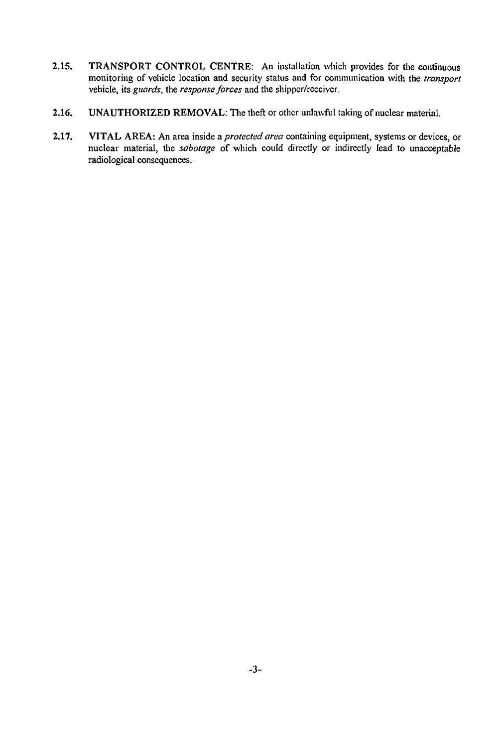2.15. **TRANSPORT CONTROL CENTRE**: An installation which provides for the continuous monitoring of vehicle location and security status and for communication with the *transport* vehicle, its *guards*, the *response forces* and the shipper/receiver.

2.16. **UNAUTHORIZED REMOVAL**: The theft or other unlawful taking of nuclear material.

2.17. **VITAL AREA**: An area inside a *protected area* containing equipment, systems or devices, or nuclear material, the *sabotage* of which could directly or indirectly lead to unacceptable radiological consequences.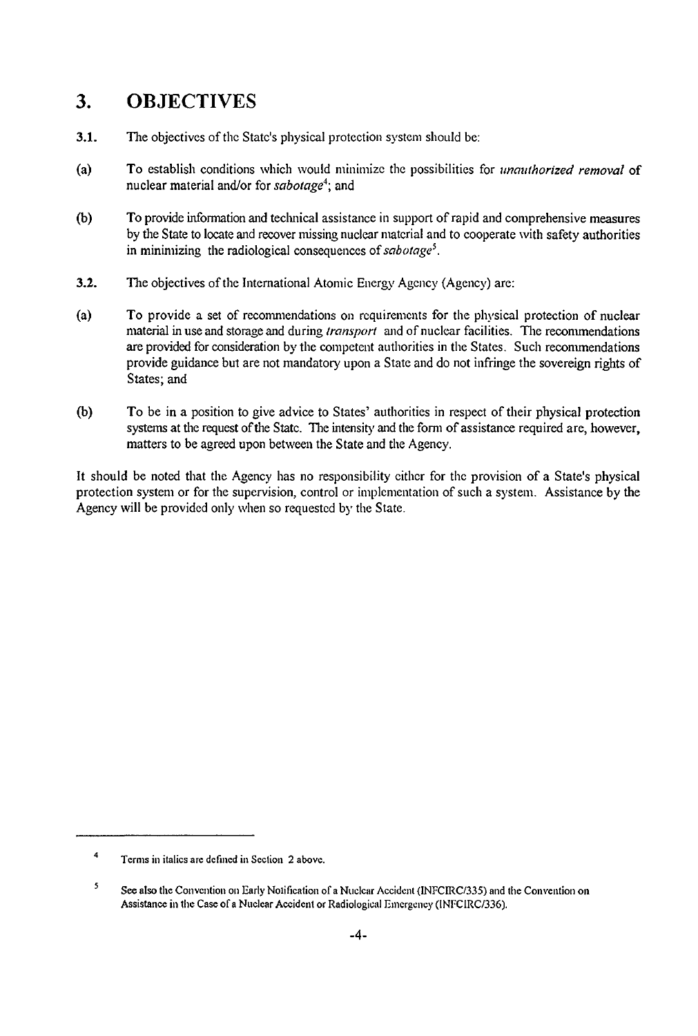## 3. OBJECTIVES

**3.1.** The objectives of the State's physical protection system should be:

**(a)** To establish conditions which would minimize the possibilities for *unauthorized removal* of nuclear material and/or for *sabotage*[4]; and

**(b)** To provide information and technical assistance in support of rapid and comprehensive measures by the State to locate and recover missing nuclear material and to cooperate with safety authorities in minimizing the radiological consequences of *sabotage*[5].

**3.2.** The objectives of the International Atomic Energy Agency (Agency) are:

**(a)** To provide a set of recommendations on requirements for the physical protection of nuclear material in use and storage and during *transport* and of nuclear facilities. The recommendations are provided for consideration by the competent authorities in the States. Such recommendations provide guidance but are not mandatory upon a State and do not infringe the sovereign rights of States; and

**(b)** To be in a position to give advice to States' authorities in respect of their physical protection systems at the request of the State. The intensity and the form of assistance required are, however, matters to be agreed upon between the State and the Agency.

It should be noted that the Agency has no responsibility either for the provision of a State's physical protection system or for the supervision, control or implementation of such a system. Assistance by the Agency will be provided only when so requested by the State.

---

[4] Terms in italics are defined in Section 2 above.

[5] See also the Convention on Early Notification of a Nuclear Accident (INFCIRC/335) and the Convention on Assistance in the Case of a Nuclear Accident or Radiological Emergency (INFCIRC/336).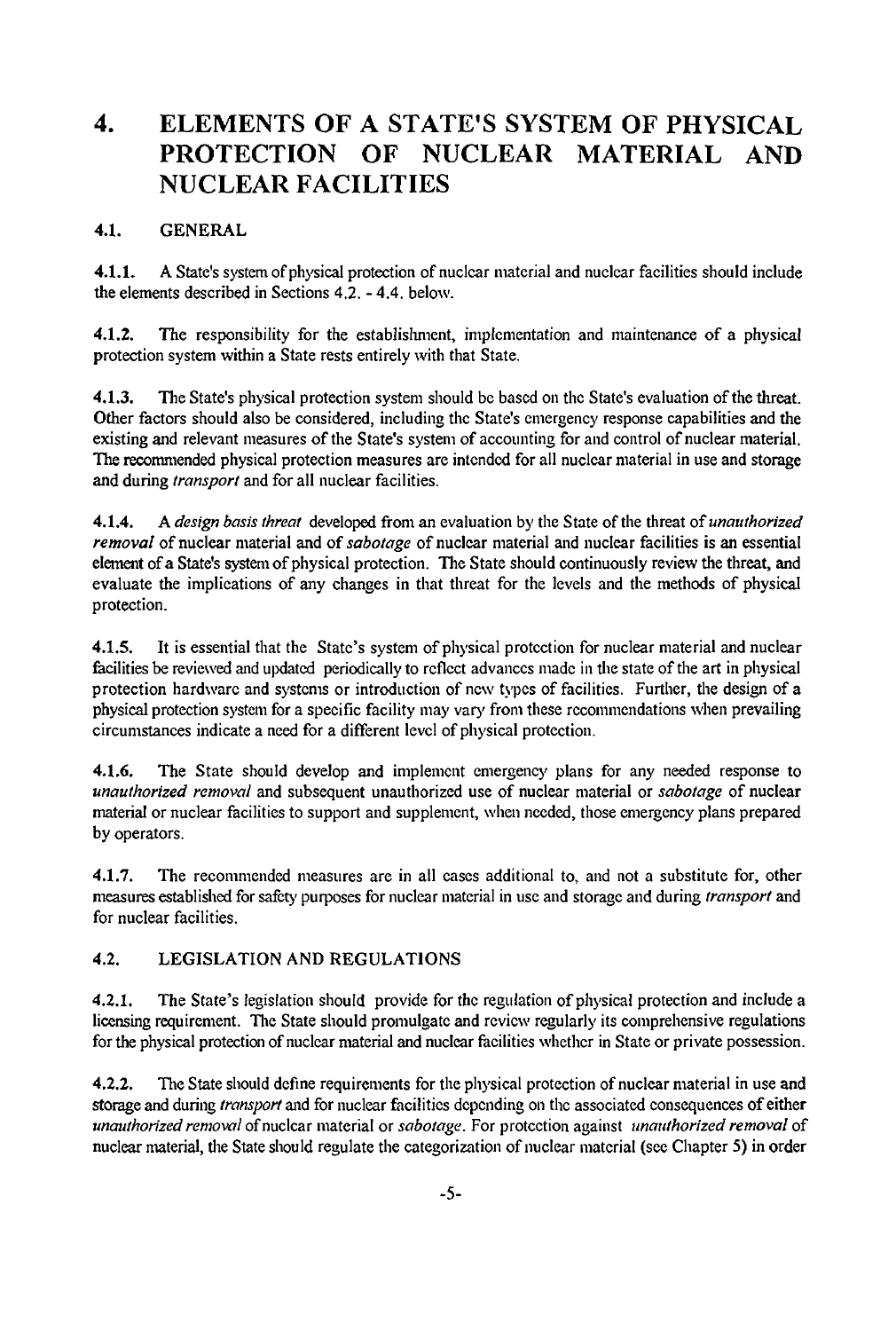# 4. ELEMENTS OF A STATE'S SYSTEM OF PHYSICAL PROTECTION OF NUCLEAR MATERIAL AND NUCLEAR FACILITIES

## 4.1. GENERAL

**4.1.1.** A State's system of physical protection of nuclear material and nuclear facilities should include the elements described in Sections 4.2. - 4.4. below.

**4.1.2.** The responsibility for the establishment, implementation and maintenance of a physical protection system within a State rests entirely with that State.

**4.1.3.** The State's physical protection system should be based on the State's evaluation of the threat. Other factors should also be considered, including the State's emergency response capabilities and the existing and relevant measures of the State's system of accounting for and control of nuclear material. The recommended physical protection measures are intended for all nuclear material in use and storage and during *transport* and for all nuclear facilities.

**4.1.4.** A *design basis threat* developed from an evaluation by the State of the threat of *unauthorized removal* of nuclear material and of *sabotage* of nuclear material and nuclear facilities is an essential element of a State's system of physical protection. The State should continuously review the threat, and evaluate the implications of any changes in that threat for the levels and the methods of physical protection.

**4.1.5.** It is essential that the State's system of physical protection for nuclear material and nuclear facilities be reviewed and updated periodically to reflect advances made in the state of the art in physical protection hardware and systems or introduction of new types of facilities. Further, the design of a physical protection system for a specific facility may vary from these recommendations when prevailing circumstances indicate a need for a different level of physical protection.

**4.1.6.** The State should develop and implement emergency plans for any needed response to *unauthorized removal* and subsequent unauthorized use of nuclear material or *sabotage* of nuclear material or nuclear facilities to support and supplement, when needed, those emergency plans prepared by operators.

**4.1.7.** The recommended measures are in all cases additional to, and not a substitute for, other measures established for safety purposes for nuclear material in use and storage and during *transport* and for nuclear facilities.

## 4.2. LEGISLATION AND REGULATIONS

**4.2.1.** The State's legislation should provide for the regulation of physical protection and include a licensing requirement. The State should promulgate and review regularly its comprehensive regulations for the physical protection of nuclear material and nuclear facilities whether in State or private possession.

**4.2.2.** The State should define requirements for the physical protection of nuclear material in use and storage and during *transport* and for nuclear facilities depending on the associated consequences of either *unauthorized removal* of nuclear material or *sabotage*. For protection against *unauthorized removal* of nuclear material, the State should regulate the categorization of nuclear material (see Chapter 5) in order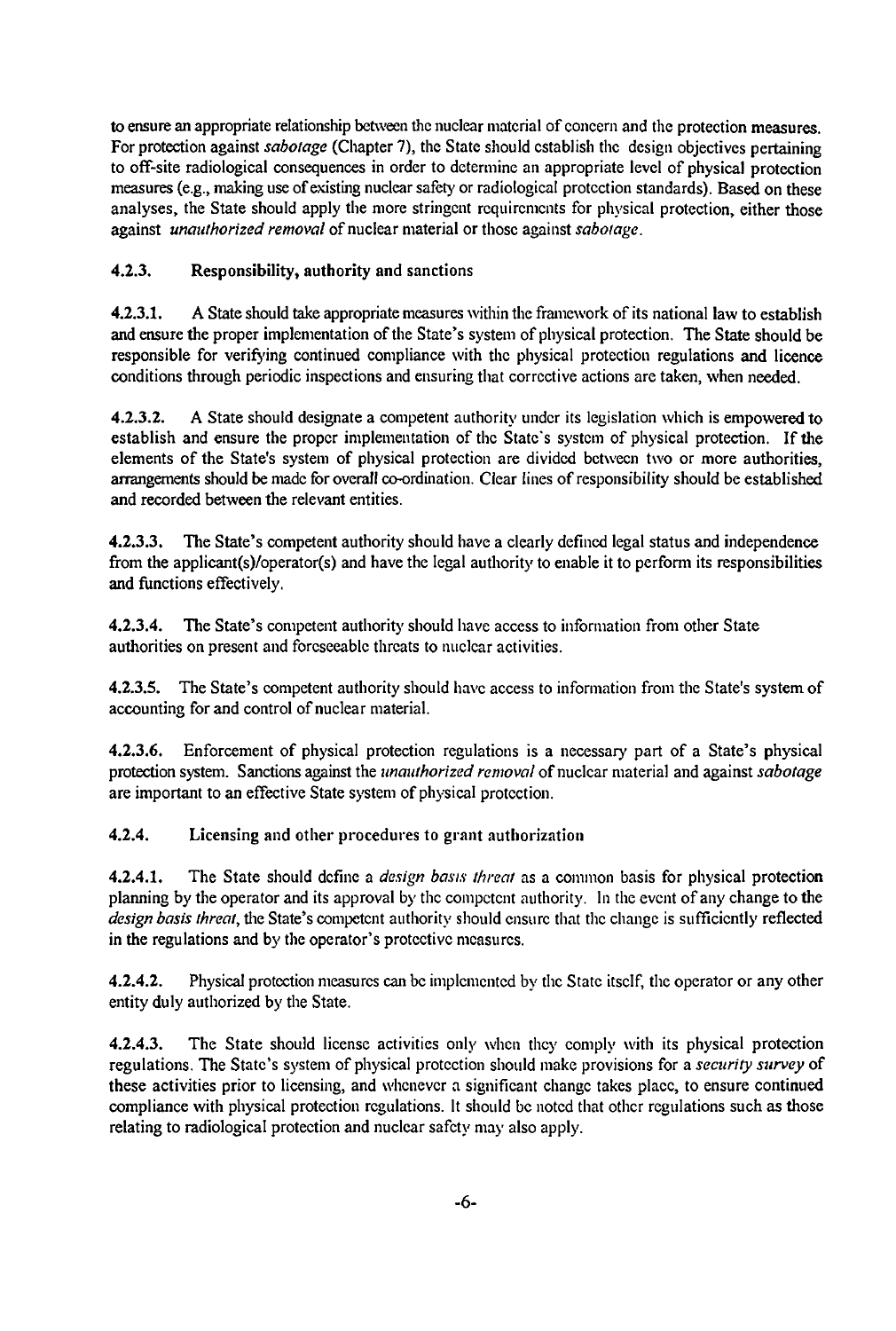to ensure an appropriate relationship between the nuclear material of concern and the protection measures. For protection against *sabotage* (Chapter 7), the State should establish the design objectives pertaining to off-site radiological consequences in order to determine an appropriate level of physical protection measures (e.g., making use of existing nuclear safety or radiological protection standards). Based on these analyses, the State should apply the more stringent requirements for physical protection, either those against *unauthorized removal* of nuclear material or those against *sabotage*.

### 4.2.3. Responsibility, authority and sanctions

**4.2.3.1.** A State should take appropriate measures within the framework of its national law to establish and ensure the proper implementation of the State's system of physical protection. The State should be responsible for verifying continued compliance with the physical protection regulations and licence conditions through periodic inspections and ensuring that corrective actions are taken, when needed.

**4.2.3.2.** A State should designate a competent authority under its legislation which is empowered to establish and ensure the proper implementation of the State's system of physical protection. If the elements of the State's system of physical protection are divided between two or more authorities, arrangements should be made for overall co-ordination. Clear lines of responsibility should be established and recorded between the relevant entities.

**4.2.3.3.** The State's competent authority should have a clearly defined legal status and independence from the applicant(s)/operator(s) and have the legal authority to enable it to perform its responsibilities and functions effectively.

**4.2.3.4.** The State's competent authority should have access to information from other State authorities on present and foreseeable threats to nuclear activities.

**4.2.3.5.** The State's competent authority should have access to information from the State's system of accounting for and control of nuclear material.

**4.2.3.6.** Enforcement of physical protection regulations is a necessary part of a State's physical protection system. Sanctions against the *unauthorized removal* of nuclear material and against *sabotage* are important to an effective State system of physical protection.

### 4.2.4. Licensing and other procedures to grant authorization

**4.2.4.1.** The State should define a *design basis threat* as a common basis for physical protection planning by the operator and its approval by the competent authority. In the event of any change to the *design basis threat*, the State's competent authority should ensure that the change is sufficiently reflected in the regulations and by the operator's protective measures.

**4.2.4.2.** Physical protection measures can be implemented by the State itself, the operator or any other entity duly authorized by the State.

**4.2.4.3.** The State should license activities only when they comply with its physical protection regulations. The State's system of physical protection should make provisions for a *security survey* of these activities prior to licensing, and whenever a significant change takes place, to ensure continued compliance with physical protection regulations. It should be noted that other regulations such as those relating to radiological protection and nuclear safety may also apply.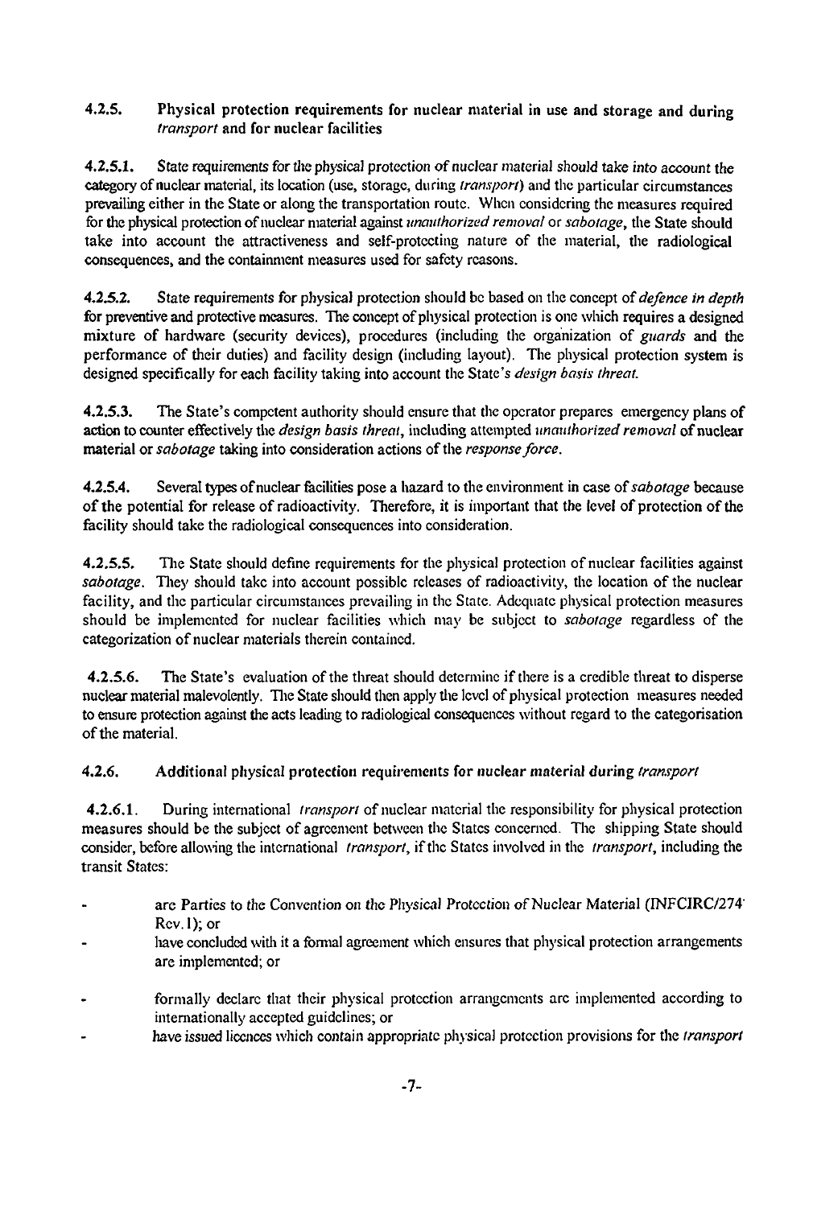### 4.2.5. Physical protection requirements for nuclear material in use and storage and during *transport* and for nuclear facilities

**4.2.5.1.** State requirements for the physical protection of nuclear material should take into account the category of nuclear material, its location (use, storage, during *transport*) and the particular circumstances prevailing either in the State or along the transportation route. When considering the measures required for the physical protection of nuclear material against *unauthorized removal* or *sabotage*, the State should take into account the attractiveness and self-protecting nature of the material, the radiological consequences, and the containment measures used for safety reasons.

**4.2.5.2.** State requirements for physical protection should be based on the concept of *defence in depth* for preventive and protective measures. The concept of physical protection is one which requires a designed mixture of hardware (security devices), procedures (including the organization of *guards* and the performance of their duties) and facility design (including layout). The physical protection system is designed specifically for each facility taking into account the State's *design basis threat*.

**4.2.5.3.** The State's competent authority should ensure that the operator prepares emergency plans of action to counter effectively the *design basis threat*, including attempted *unauthorized removal* of nuclear material or *sabotage* taking into consideration actions of the *response force*.

**4.2.5.4.** Several types of nuclear facilities pose a hazard to the environment in case of *sabotage* because of the potential for release of radioactivity. Therefore, it is important that the level of protection of the facility should take the radiological consequences into consideration.

**4.2.5.5.** The State should define requirements for the physical protection of nuclear facilities against *sabotage*. They should take into account possible releases of radioactivity, the location of the nuclear facility, and the particular circumstances prevailing in the State. Adequate physical protection measures should be implemented for nuclear facilities which may be subject to *sabotage* regardless of the categorization of nuclear materials therein contained.

**4.2.5.6.** The State's evaluation of the threat should determine if there is a credible threat to disperse nuclear material malevolently. The State should then apply the level of physical protection measures needed to ensure protection against the acts leading to radiological consequences without regard to the categorisation of the material.

### 4.2.6. Additional physical protection requirements for nuclear material during *transport*

**4.2.6.1.** During international *transport* of nuclear material the responsibility for physical protection measures should be the subject of agreement between the States concerned. The shipping State should consider, before allowing the international *transport*, if the States involved in the *transport*, including the transit States:

- are Parties to the Convention on the Physical Protection of Nuclear Material (INFCIRC/274 Rev.1); or
- have concluded with it a formal agreement which ensures that physical protection arrangements are implemented; or
- formally declare that their physical protection arrangements are implemented according to internationally accepted guidelines; or
- have issued licences which contain appropriate physical protection provisions for the *transport*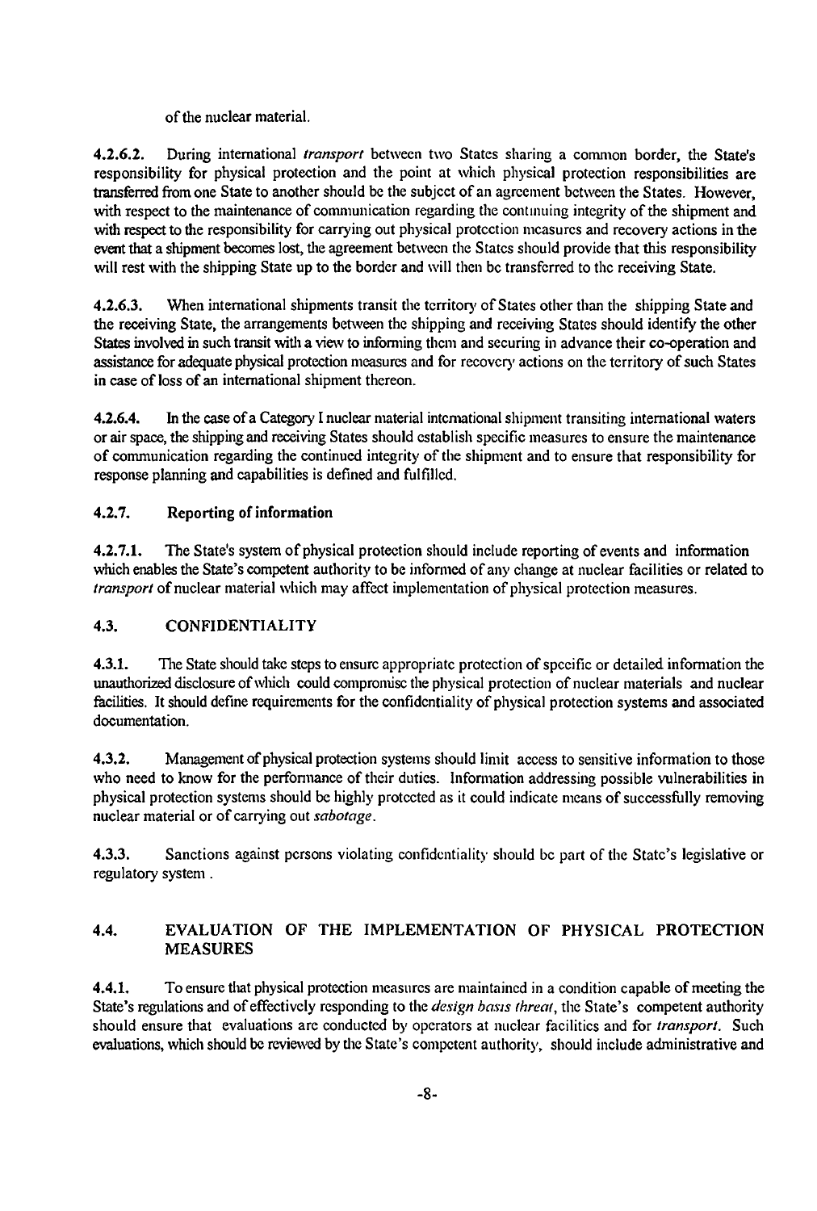of the nuclear material.

**4.2.6.2.** During international *transport* between two States sharing a common border, the State's responsibility for physical protection and the point at which physical protection responsibilities are transferred from one State to another should be the subject of an agreement between the States. However, with respect to the maintenance of communication regarding the continuing integrity of the shipment and with respect to the responsibility for carrying out physical protection measures and recovery actions in the event that a shipment becomes lost, the agreement between the States should provide that this responsibility will rest with the shipping State up to the border and will then be transferred to the receiving State.

**4.2.6.3.** When international shipments transit the territory of States other than the shipping State and the receiving State, the arrangements between the shipping and receiving States should identify the other States involved in such transit with a view to informing them and securing in advance their co-operation and assistance for adequate physical protection measures and for recovery actions on the territory of such States in case of loss of an international shipment thereon.

**4.2.6.4.** In the case of a Category I nuclear material international shipment transiting international waters or air space, the shipping and receiving States should establish specific measures to ensure the maintenance of communication regarding the continued integrity of the shipment and to ensure that responsibility for response planning and capabilities is defined and fulfilled.

### 4.2.7. Reporting of information

**4.2.7.1.** The State's system of physical protection should include reporting of events and information which enables the State's competent authority to be informed of any change at nuclear facilities or related to *transport* of nuclear material which may affect implementation of physical protection measures.

## 4.3. CONFIDENTIALITY

**4.3.1.** The State should take steps to ensure appropriate protection of specific or detailed information the unauthorized disclosure of which could compromise the physical protection of nuclear materials and nuclear facilities. It should define requirements for the confidentiality of physical protection systems and associated documentation.

**4.3.2.** Management of physical protection systems should limit access to sensitive information to those who need to know for the performance of their duties. Information addressing possible vulnerabilities in physical protection systems should be highly protected as it could indicate means of successfully removing nuclear material or of carrying out *sabotage*.

**4.3.3.** Sanctions against persons violating confidentiality should be part of the State's legislative or regulatory system .

## 4.4. EVALUATION OF THE IMPLEMENTATION OF PHYSICAL PROTECTION MEASURES

**4.4.1.** To ensure that physical protection measures are maintained in a condition capable of meeting the State's regulations and of effectively responding to the *design basis threat*, the State's competent authority should ensure that evaluations are conducted by operators at nuclear facilities and for *transport*. Such evaluations, which should be reviewed by the State's competent authority, should include administrative and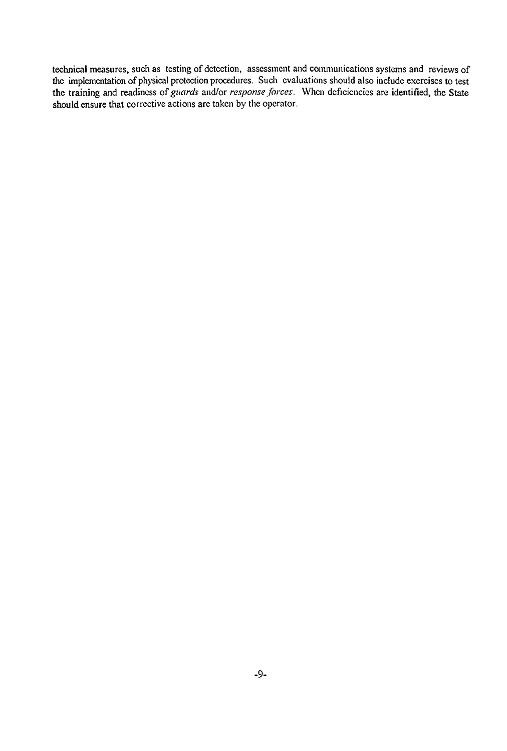technical measures, such as testing of detection, assessment and communications systems and reviews of the implementation of physical protection procedures. Such evaluations should also include exercises to test the training and readiness of *guards* and/or *response forces*. When deficiencies are identified, the State should ensure that corrective actions are taken by the operator.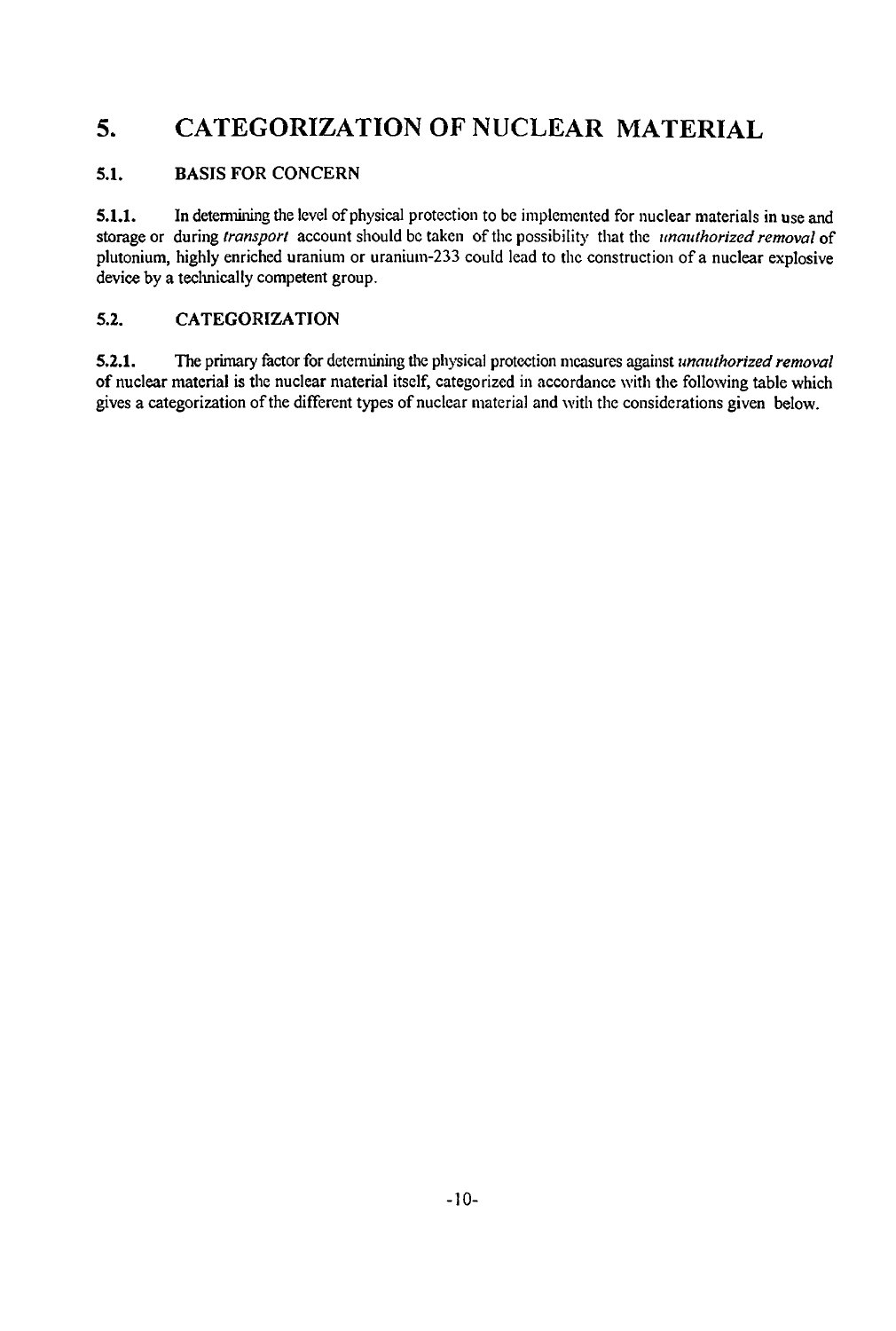# 5. CATEGORIZATION OF NUCLEAR MATERIAL

## 5.1. BASIS FOR CONCERN

**5.1.1.** In determining the level of physical protection to be implemented for nuclear materials in use and storage or during *transport* account should be taken of the possibility that the *unauthorized removal* of plutonium, highly enriched uranium or uranium-233 could lead to the construction of a nuclear explosive device by a technically competent group.

## 5.2. CATEGORIZATION

**5.2.1.** The primary factor for determining the physical protection measures against *unauthorized removal* of nuclear material is the nuclear material itself, categorized in accordance with the following table which gives a categorization of the different types of nuclear material and with the considerations given below.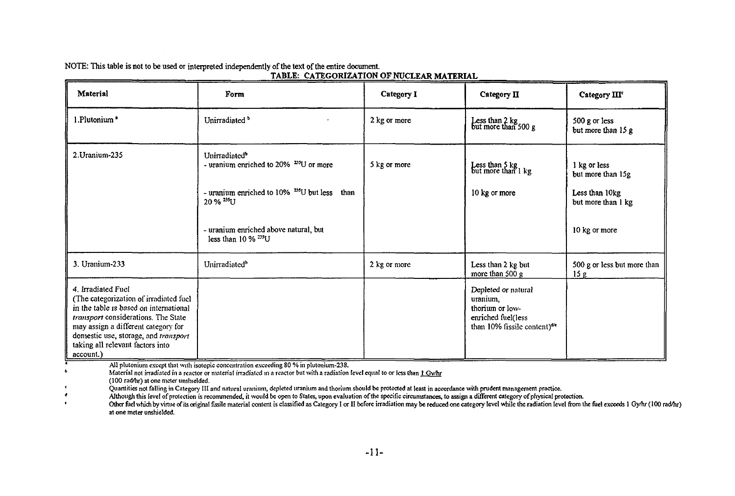NOTE: This table is not to be used or interpreted independently of the text of the entire document.

**TABLE: CATEGORIZATION OF NUCLEAR MATERIAL**

| Material | Form | Category I | Category II | Category III[c] |
|---|---|---|---|---|
| 1. Plutonium[a] | Unirradiated[b] | 2 kg or more | Less than 2 kg but more than 500 g | 500 g or less but more than 15 g |
| 2. Uranium-235 | Unirradiated[b]<br>- uranium enriched to 20% $^{235}U$ or more | 5 kg or more | Less than 5 kg but more than 1 kg | 1 kg or less but more than 15g |
| | - uranium enriched to 10% $^{235}U$ but less than 20 % $^{235}U$ | | 10 kg or more | Less than 10kg but more than 1 kg |
| | - uranium enriched above natural, but less than 10 % $^{235}U$ | | | 10 kg or more |
| 3. Uranium-233 | Unirradiated[b] | 2 kg or more | Less than 2 kg but more than 500 g | 500 g or less but more than 15 g |
| 4. Irradiated Fuel (The categorization of irradiated fuel in the table is based on international *transport* considerations. The State may assign a different category for domestic use, storage, and *transport* taking all relevant factors into account.) | | | Depleted or natural uranium, thorium or low-enriched fuel(less than 10% fissile content)[d/e] | |

[a] All plutonium except that with isotopic concentration exceeding 80 % in plutonium-238.

[b] Material not irradiated in a reactor or material irradiated in a reactor but with a radiation level equal to or less than 1 Gy/hr (100 rad/hr) at one meter unshielded.

[c] Quantities not falling in Category III and natural uranium, depleted uranium and thorium should be protected at least in accordance with prudent management practice.

[d] Although this level of protection is recommended, it would be open to States, upon evaluation of the specific circumstances, to assign a different category of physical protection.

[e] Other fuel which by virtue of its original fissile material content is classified as Category I or II before irradiation may be reduced one category level while the radiation level from the fuel exceeds 1 Gy/hr (100 rad/hr) at one meter unshielded.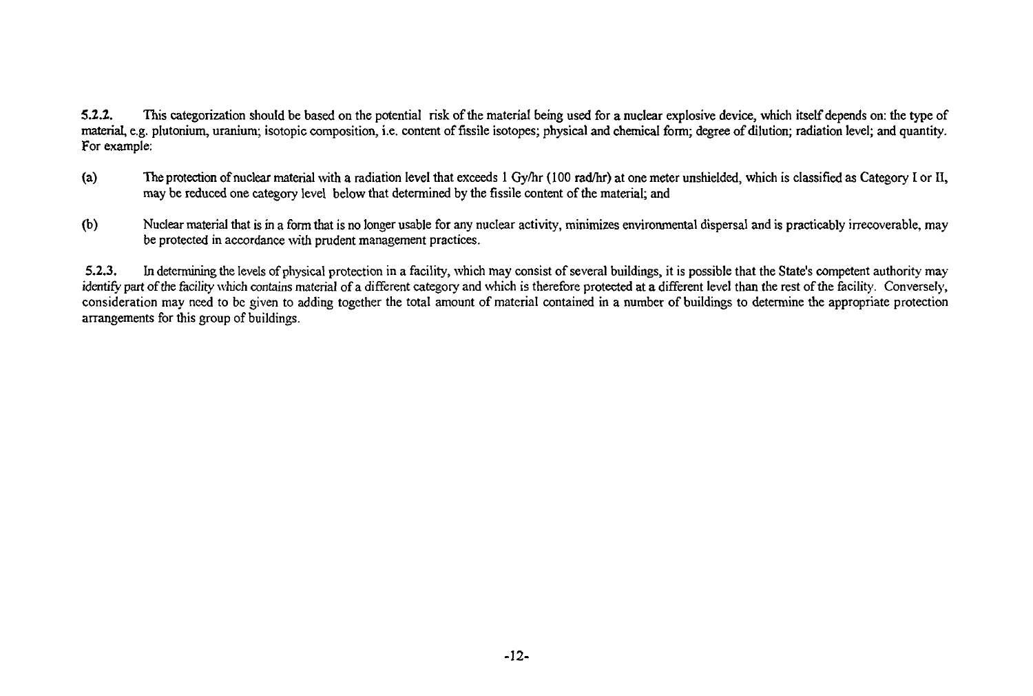**5.2.2.** This categorization should be based on the potential risk of the material being used for a nuclear explosive device, which itself depends on: the type of material, e.g. plutonium, uranium; isotopic composition, i.e. content of fissile isotopes; physical and chemical form; degree of dilution; radiation level; and quantity. For example:

(a) The protection of nuclear material with a radiation level that exceeds 1 Gy/hr (100 rad/hr) at one meter unshielded, which is classified as Category I or II, may be reduced one category level below that determined by the fissile content of the material; and

(b) Nuclear material that is in a form that is no longer usable for any nuclear activity, minimizes environmental dispersal and is practicably irrecoverable, may be protected in accordance with prudent management practices.

**5.2.3.** In determining the levels of physical protection in a facility, which may consist of several buildings, it is possible that the State's competent authority may identify part of the facility which contains material of a different category and which is therefore protected at a different level than the rest of the facility. Conversely, consideration may need to be given to adding together the total amount of material contained in a number of buildings to determine the appropriate protection arrangements for this group of buildings.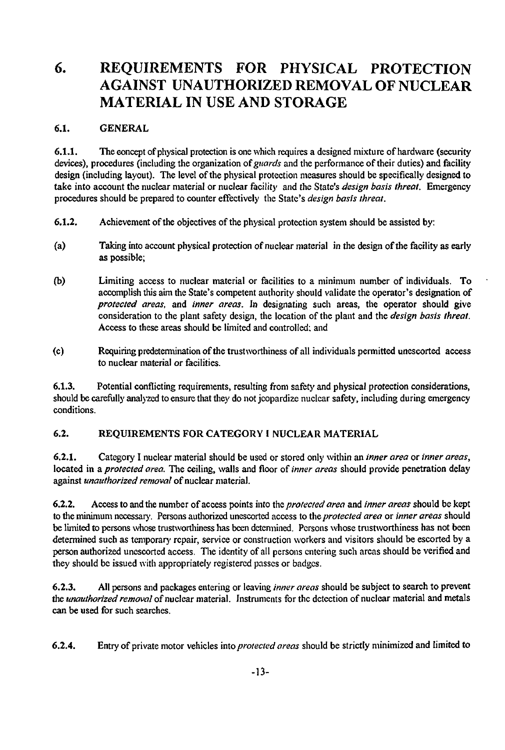# 6. REQUIREMENTS FOR PHYSICAL PROTECTION AGAINST UNAUTHORIZED REMOVAL OF NUCLEAR MATERIAL IN USE AND STORAGE

## 6.1. GENERAL

**6.1.1.** The concept of physical protection is one which requires a designed mixture of hardware (security devices), procedures (including the organization of *guards* and the performance of their duties) and facility design (including layout). The level of the physical protection measures should be specifically designed to take into account the nuclear material or nuclear facility and the State's *design basis threat*. Emergency procedures should be prepared to counter effectively the State's *design basis threat*.

**6.1.2.** Achievement of the objectives of the physical protection system should be assisted by:

(a) Taking into account physical protection of nuclear material in the design of the facility as early as possible;

(b) Limiting access to nuclear material or facilities to a minimum number of individuals. To accomplish this aim the State's competent authority should validate the operator's designation of *protected areas*, and *inner areas*. In designating such areas, the operator should give consideration to the plant safety design, the location of the plant and the *design basis threat*. Access to these areas should be limited and controlled; and

(c) Requiring predetermination of the trustworthiness of all individuals permitted unescorted access to nuclear material or facilities.

**6.1.3.** Potential conflicting requirements, resulting from safety and physical protection considerations, should be carefully analyzed to ensure that they do not jeopardize nuclear safety, including during emergency conditions.

## 6.2. REQUIREMENTS FOR CATEGORY I NUCLEAR MATERIAL

**6.2.1.** Category I nuclear material should be used or stored only within an *inner area* or *inner areas*, located in a *protected area*. The ceiling, walls and floor of *inner areas* should provide penetration delay against *unauthorized removal* of nuclear material.

**6.2.2.** Access to and the number of access points into the *protected area* and *inner areas* should be kept to the minimum necessary. Persons authorized unescorted access to the *protected area* or *inner areas* should be limited to persons whose trustworthiness has been determined. Persons whose trustworthiness has not been determined such as temporary repair, service or construction workers and visitors should be escorted by a person authorized unescorted access. The identity of all persons entering such areas should be verified and they should be issued with appropriately registered passes or badges.

**6.2.3.** All persons and packages entering or leaving *inner areas* should be subject to search to prevent the *unauthorized removal* of nuclear material. Instruments for the detection of nuclear material and metals can be used for such searches.

**6.2.4.** Entry of private motor vehicles into *protected areas* should be strictly minimized and limited to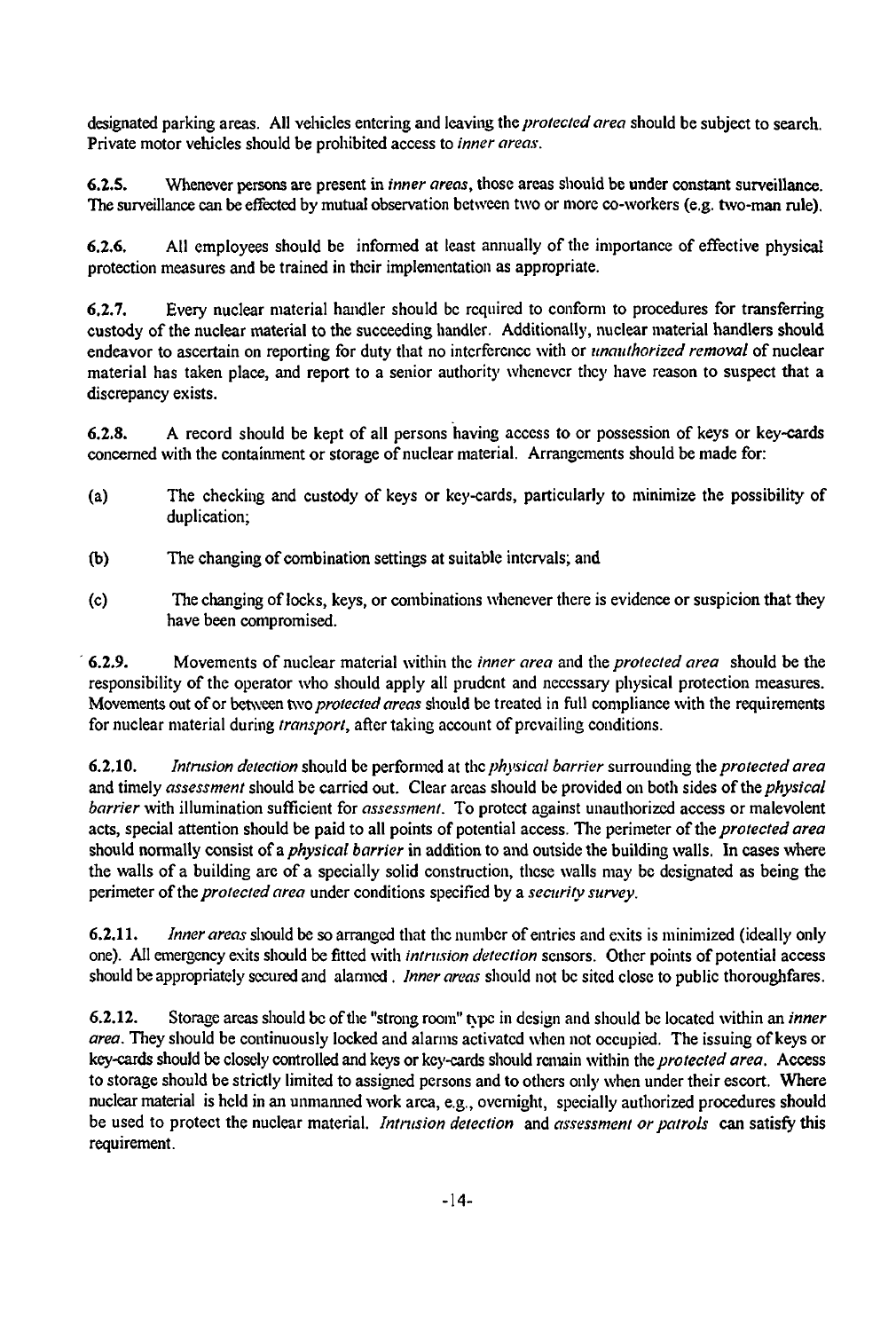designated parking areas. All vehicles entering and leaving the *protected area* should be subject to search. Private motor vehicles should be prohibited access to *inner areas*.

**6.2.5.** Whenever persons are present in *inner areas*, those areas should be under constant surveillance. The surveillance can be effected by mutual observation between two or more co-workers (e.g. two-man rule).

**6.2.6.** All employees should be informed at least annually of the importance of effective physical protection measures and be trained in their implementation as appropriate.

**6.2.7.** Every nuclear material handler should be required to conform to procedures for transferring custody of the nuclear material to the succeeding handler. Additionally, nuclear material handlers should endeavor to ascertain on reporting for duty that no interference with or *unauthorized removal* of nuclear material has taken place, and report to a senior authority whenever they have reason to suspect that a discrepancy exists.

**6.2.8.** A record should be kept of all persons having access to or possession of keys or key-cards concerned with the containment or storage of nuclear material. Arrangements should be made for:

(a) The checking and custody of keys or key-cards, particularly to minimize the possibility of duplication;

(b) The changing of combination settings at suitable intervals; and

(c) The changing of locks, keys, or combinations whenever there is evidence or suspicion that they have been compromised.

**6.2.9.** Movements of nuclear material within the *inner area* and the *protected area* should be the responsibility of the operator who should apply all prudent and necessary physical protection measures. Movements out of or between two *protected areas* should be treated in full compliance with the requirements for nuclear material during *transport*, after taking account of prevailing conditions.

**6.2.10.** *Intrusion detection* should be performed at the *physical barrier* surrounding the *protected area* and timely *assessment* should be carried out. Clear areas should be provided on both sides of the *physical barrier* with illumination sufficient for *assessment*. To protect against unauthorized access or malevolent acts, special attention should be paid to all points of potential access. The perimeter of the *protected area* should normally consist of a *physical barrier* in addition to and outside the building walls. In cases where the walls of a building are of a specially solid construction, these walls may be designated as being the perimeter of the *protected area* under conditions specified by a *security survey*.

**6.2.11.** *Inner areas* should be so arranged that the number of entries and exits is minimized (ideally only one). All emergency exits should be fitted with *intrusion detection* sensors. Other points of potential access should be appropriately secured and alarmed. *Inner areas* should not be sited close to public thoroughfares.

**6.2.12.** Storage areas should be of the "strong room" type in design and should be located within an *inner area*. They should be continuously locked and alarms activated when not occupied. The issuing of keys or key-cards should be closely controlled and keys or key-cards should remain within the *protected area*. Access to storage should be strictly limited to assigned persons and to others only when under their escort. Where nuclear material is held in an unmanned work area, e.g., overnight, specially authorized procedures should be used to protect the nuclear material. *Intrusion detection* and *assessment or patrols* can satisfy this requirement.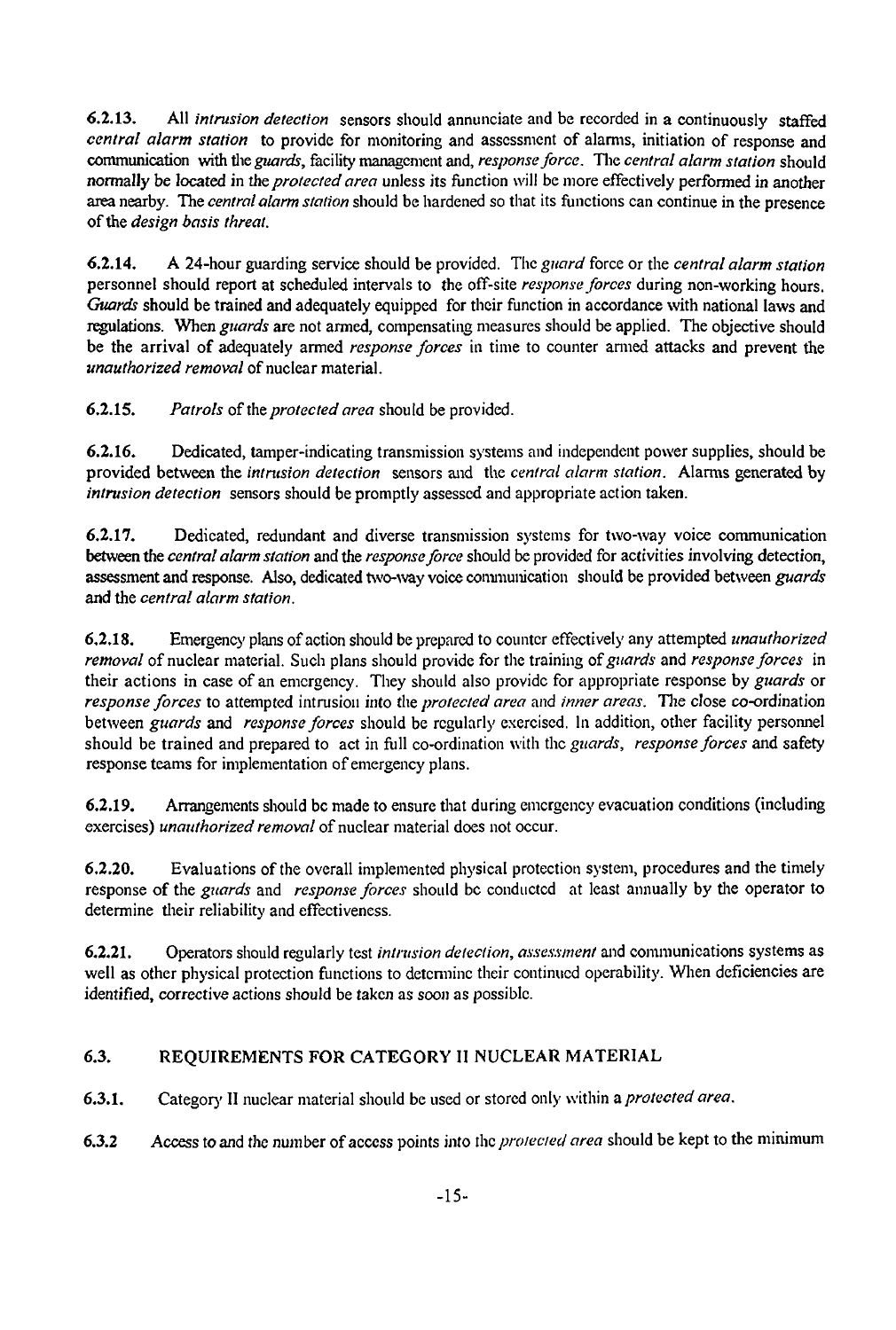**6.2.13.** All *intrusion detection* sensors should annunciate and be recorded in a continuously staffed *central alarm station* to provide for monitoring and assessment of alarms, initiation of response and communication with the *guards*, facility management and, *response force*. The *central alarm station* should normally be located in the *protected area* unless its function will be more effectively performed in another area nearby. The *central alarm station* should be hardened so that its functions can continue in the presence of the *design basis threat*.

**6.2.14.** A 24-hour guarding service should be provided. The *guard* force or the *central alarm station* personnel should report at scheduled intervals to the off-site *response forces* during non-working hours. *Guards* should be trained and adequately equipped for their function in accordance with national laws and regulations. When *guards* are not armed, compensating measures should be applied. The objective should be the arrival of adequately armed *response forces* in time to counter armed attacks and prevent the *unauthorized removal* of nuclear material.

**6.2.15.** *Patrols* of the *protected area* should be provided.

**6.2.16.** Dedicated, tamper-indicating transmission systems and independent power supplies, should be provided between the *intrusion detection* sensors and the *central alarm station*. Alarms generated by *intrusion detection* sensors should be promptly assessed and appropriate action taken.

**6.2.17.** Dedicated, redundant and diverse transmission systems for two-way voice communication between the *central alarm station* and the *response force* should be provided for activities involving detection, assessment and response. Also, dedicated two-way voice communication should be provided between *guards* and the *central alarm station*.

**6.2.18.** Emergency plans of action should be prepared to counter effectively any attempted *unauthorized removal* of nuclear material. Such plans should provide for the training of *guards* and *response forces* in their actions in case of an emergency. They should also provide for appropriate response by *guards* or *response forces* to attempted intrusion into the *protected area* and *inner areas*. The close co-ordination between *guards* and *response forces* should be regularly exercised. In addition, other facility personnel should be trained and prepared to act in full co-ordination with the *guards*, *response forces* and safety response teams for implementation of emergency plans.

**6.2.19.** Arrangements should be made to ensure that during emergency evacuation conditions (including exercises) *unauthorized removal* of nuclear material does not occur.

**6.2.20.** Evaluations of the overall implemented physical protection system, procedures and the timely response of the *guards* and *response forces* should be conducted at least annually by the operator to determine their reliability and effectiveness.

**6.2.21.** Operators should regularly test *intrusion detection*, *assessment* and communications systems as well as other physical protection functions to determine their continued operability. When deficiencies are identified, corrective actions should be taken as soon as possible.

## 6.3. REQUIREMENTS FOR CATEGORY II NUCLEAR MATERIAL

**6.3.1.** Category II nuclear material should be used or stored only within a *protected area*.

**6.3.2** Access to and the number of access points into the *protected area* should be kept to the minimum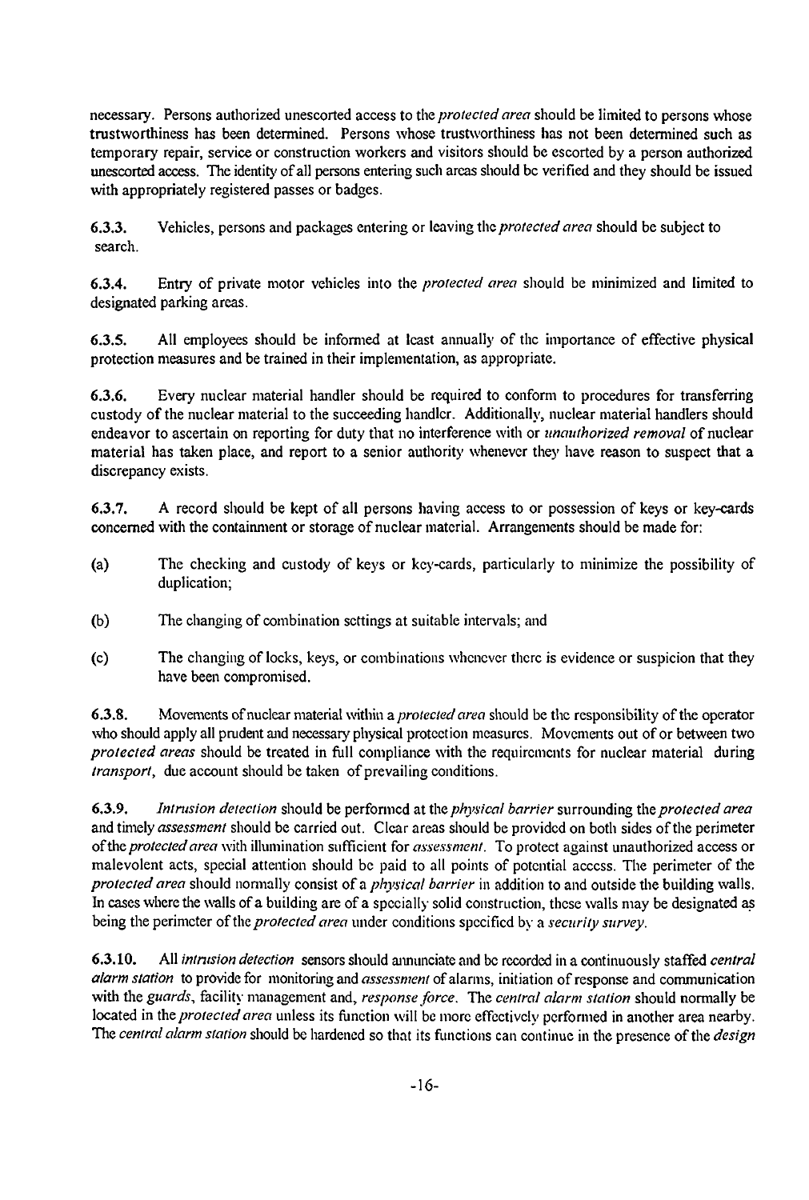necessary. Persons authorized unescorted access to the *protected area* should be limited to persons whose trustworthiness has been determined. Persons whose trustworthiness has not been determined such as temporary repair, service or construction workers and visitors should be escorted by a person authorized unescorted access. The identity of all persons entering such areas should be verified and they should be issued with appropriately registered passes or badges.

**6.3.3.** Vehicles, persons and packages entering or leaving the *protected area* should be subject to search.

**6.3.4.** Entry of private motor vehicles into the *protected area* should be minimized and limited to designated parking areas.

**6.3.5.** All employees should be informed at least annually of the importance of effective physical protection measures and be trained in their implementation, as appropriate.

**6.3.6.** Every nuclear material handler should be required to conform to procedures for transferring custody of the nuclear material to the succeeding handler. Additionally, nuclear material handlers should endeavor to ascertain on reporting for duty that no interference with or *unauthorized removal* of nuclear material has taken place, and report to a senior authority whenever they have reason to suspect that a discrepancy exists.

**6.3.7.** A record should be kept of all persons having access to or possession of keys or key-cards concerned with the containment or storage of nuclear material. Arrangements should be made for:

(a) The checking and custody of keys or key-cards, particularly to minimize the possibility of duplication;

(b) The changing of combination settings at suitable intervals; and

(c) The changing of locks, keys, or combinations whenever there is evidence or suspicion that they have been compromised.

**6.3.8.** Movements of nuclear material within a *protected area* should be the responsibility of the operator who should apply all prudent and necessary physical protection measures. Movements out of or between two *protected areas* should be treated in full compliance with the requirements for nuclear material during *transport*, due account should be taken of prevailing conditions.

**6.3.9.** *Intrusion detection* should be performed at the *physical barrier* surrounding the *protected area* and timely *assessment* should be carried out. Clear areas should be provided on both sides of the perimeter of the *protected area* with illumination sufficient for *assessment*. To protect against unauthorized access or malevolent acts, special attention should be paid to all points of potential access. The perimeter of the *protected area* should normally consist of a *physical barrier* in addition to and outside the building walls. In cases where the walls of a building are of a specially solid construction, these walls may be designated as being the perimeter of the *protected area* under conditions specified by a *security survey*.

**6.3.10.** All *intrusion detection* sensors should annunciate and be recorded in a continuously staffed *central alarm station* to provide for monitoring and *assessment* of alarms, initiation of response and communication with the *guards*, facility management and, *response force*. The *central alarm station* should normally be located in the *protected area* unless its function will be more effectively performed in another area nearby. The *central alarm station* should be hardened so that its functions can continue in the presence of the *design*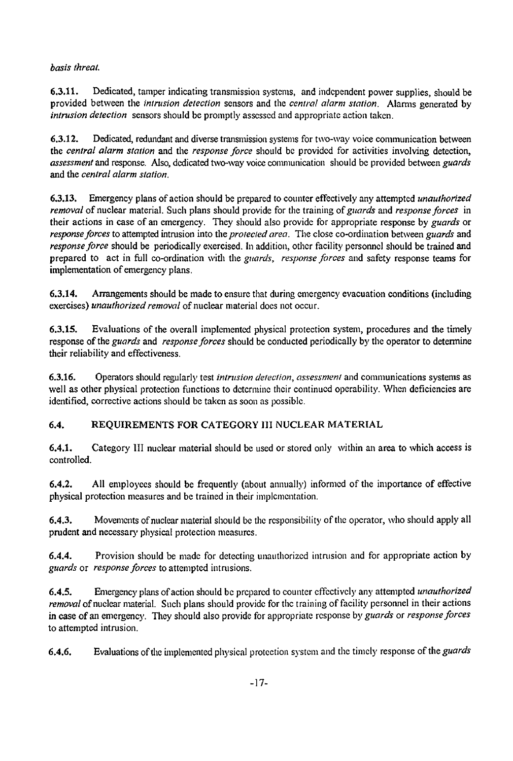*basis threat.*

**6.3.11.** Dedicated, tamper indicating transmission systems, and independent power supplies, should be provided between the *intrusion detection* sensors and the *central alarm station*. Alarms generated by *intrusion detection* sensors should be promptly assessed and appropriate action taken.

**6.3.12.** Dedicated, redundant and diverse transmission systems for two-way voice communication between the *central alarm station* and the *response force* should be provided for activities involving detection, *assessment* and response. Also, dedicated two-way voice communication should be provided between *guards* and the *central alarm station*.

**6.3.13.** Emergency plans of action should be prepared to counter effectively any attempted *unauthorized removal* of nuclear material. Such plans should provide for the training of *guards* and *response forces* in their actions in case of an emergency. They should also provide for appropriate response by *guards* or *response forces* to attempted intrusion into the *protected area*. The close co-ordination between *guards* and *response force* should be periodically exercised. In addition, other facility personnel should be trained and prepared to act in full co-ordination with the *guards*, *response forces* and safety response teams for implementation of emergency plans.

**6.3.14.** Arrangements should be made to ensure that during emergency evacuation conditions (including exercises) *unauthorized removal* of nuclear material does not occur.

**6.3.15.** Evaluations of the overall implemented physical protection system, procedures and the timely response of the *guards* and *response forces* should be conducted periodically by the operator to determine their reliability and effectiveness.

**6.3.16.** Operators should regularly test *intrusion detection*, *assessment* and communications systems as well as other physical protection functions to determine their continued operability. When deficiencies are identified, corrective actions should be taken as soon as possible.

## 6.4. REQUIREMENTS FOR CATEGORY III NUCLEAR MATERIAL

**6.4.1.** Category III nuclear material should be used or stored only within an area to which access is controlled.

**6.4.2.** All employees should be frequently (about annually) informed of the importance of effective physical protection measures and be trained in their implementation.

**6.4.3.** Movements of nuclear material should be the responsibility of the operator, who should apply all prudent and necessary physical protection measures.

**6.4.4.** Provision should be made for detecting unauthorized intrusion and for appropriate action by *guards* or *response forces* to attempted intrusions.

**6.4.5.** Emergency plans of action should be prepared to counter effectively any attempted *unauthorized removal* of nuclear material. Such plans should provide for the training of facility personnel in their actions in case of an emergency. They should also provide for appropriate response by *guards* or *response forces* to attempted intrusion.

**6.4.6.** Evaluations of the implemented physical protection system and the timely response of the *guards*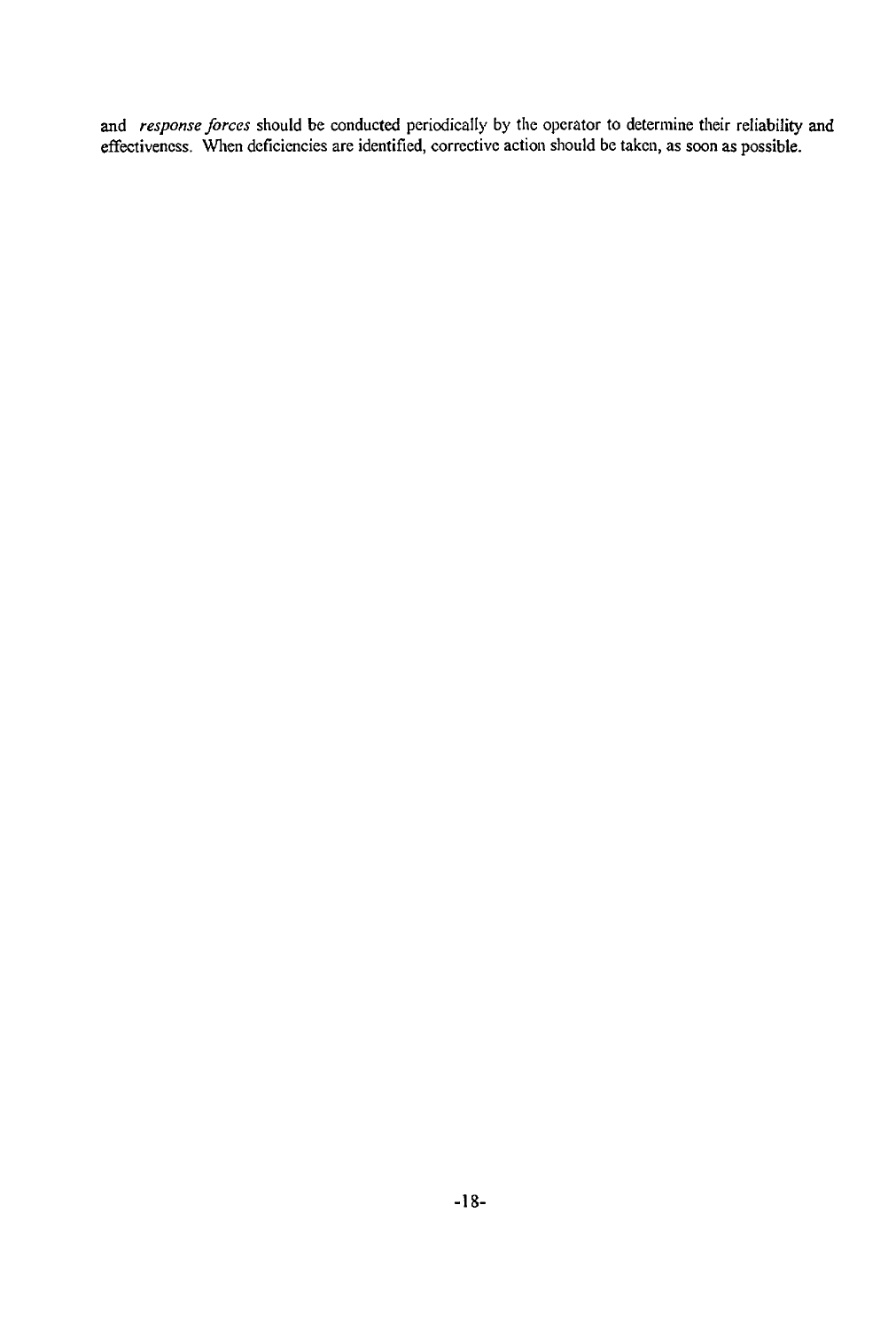and *response forces* should be conducted periodically by the operator to determine their reliability and effectiveness. When deficiencies are identified, corrective action should be taken, as soon as possible.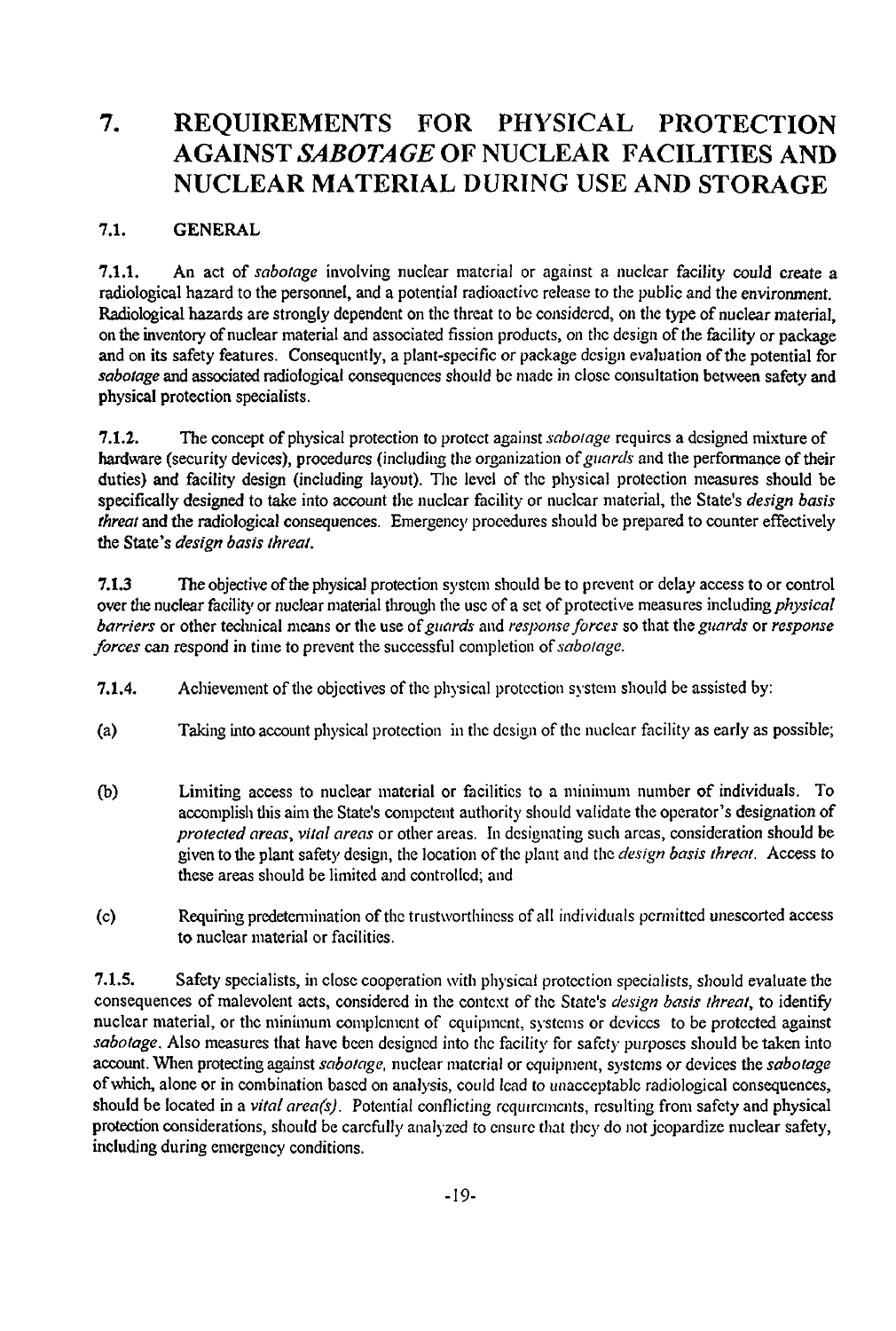# 7. REQUIREMENTS FOR PHYSICAL PROTECTION AGAINST *SABOTAGE* OF NUCLEAR FACILITIES AND NUCLEAR MATERIAL DURING USE AND STORAGE

## 7.1. GENERAL

**7.1.1.** An act of *sabotage* involving nuclear material or against a nuclear facility could create a radiological hazard to the personnel, and a potential radioactive release to the public and the environment. Radiological hazards are strongly dependent on the threat to be considered, on the type of nuclear material, on the inventory of nuclear material and associated fission products, on the design of the facility or package and on its safety features. Consequently, a plant-specific or package design evaluation of the potential for *sabotage* and associated radiological consequences should be made in close consultation between safety and physical protection specialists.

**7.1.2.** The concept of physical protection to protect against *sabotage* requires a designed mixture of hardware (security devices), procedures (including the organization of *guards* and the performance of their duties) and facility design (including layout). The level of the physical protection measures should be specifically designed to take into account the nuclear facility or nuclear material, the State's *design basis threat* and the radiological consequences. Emergency procedures should be prepared to counter effectively the State's *design basis threat.*

**7.1.3** The objective of the physical protection system should be to prevent or delay access to or control over the nuclear facility or nuclear material through the use of a set of protective measures including *physical barriers* or other technical means or the use of *guards* and *response forces* so that the *guards* or *response forces* can respond in time to prevent the successful completion of *sabotage*.

**7.1.4.** Achievement of the objectives of the physical protection system should be assisted by:

(a) Taking into account physical protection in the design of the nuclear facility as early as possible;

(b) Limiting access to nuclear material or facilities to a minimum number of individuals. To accomplish this aim the State's competent authority should validate the operator's designation of *protected areas*, *vital areas* or other areas. In designating such areas, consideration should be given to the plant safety design, the location of the plant and the *design basis threat*. Access to these areas should be limited and controlled; and

(c) Requiring predetermination of the trustworthiness of all individuals permitted unescorted access to nuclear material or facilities.

**7.1.5.** Safety specialists, in close cooperation with physical protection specialists, should evaluate the consequences of malevolent acts, considered in the context of the State's *design basis threat*, to identify nuclear material, or the minimum complement of equipment, systems or devices to be protected against *sabotage*. Also measures that have been designed into the facility for safety purposes should be taken into account. When protecting against *sabotage*, nuclear material or equipment, systems or devices the *sabotage* of which, alone or in combination based on analysis, could lead to unacceptable radiological consequences, should be located in a *vital area(s)*. Potential conflicting requirements, resulting from safety and physical protection considerations, should be carefully analyzed to ensure that they do not jeopardize nuclear safety, including during emergency conditions.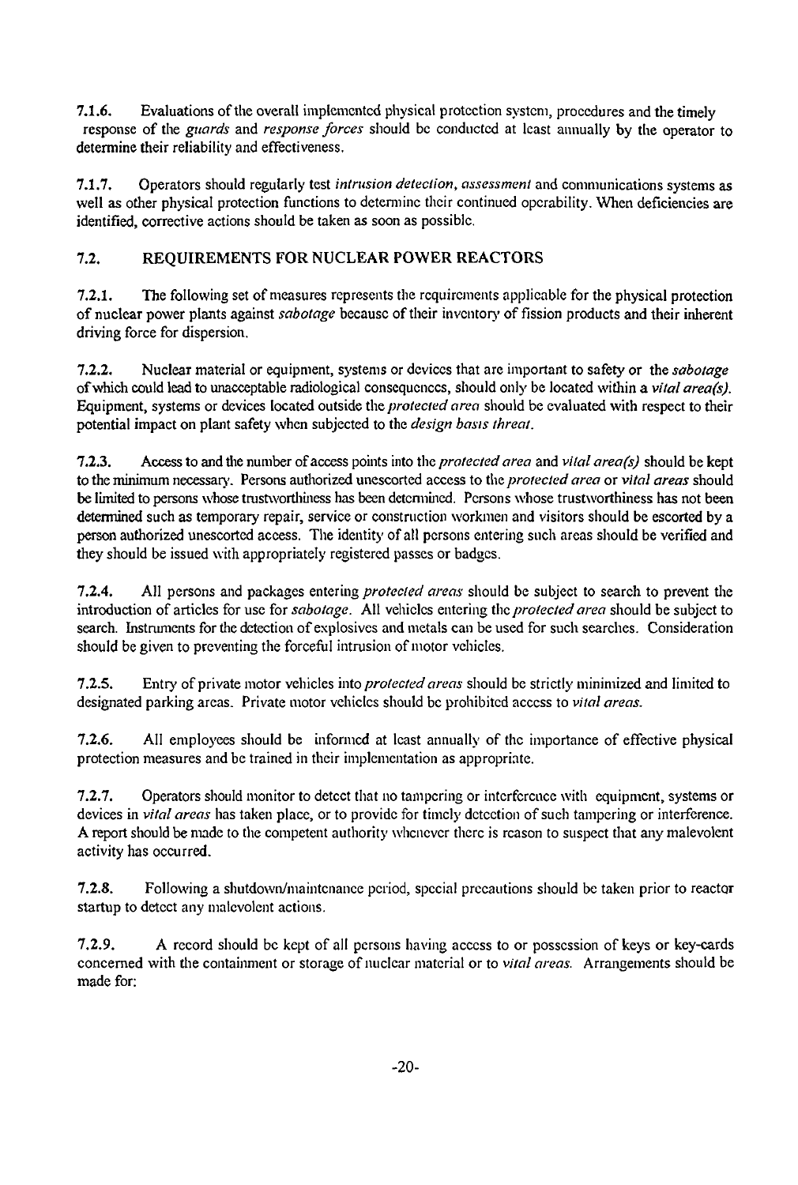**7.1.6.** Evaluations of the overall implemented physical protection system, procedures and the timely response of the *guards* and *response forces* should be conducted at least annually by the operator to determine their reliability and effectiveness.

**7.1.7.** Operators should regularly test *intrusion detection, assessment* and communications systems as well as other physical protection functions to determine their continued operability. When deficiencies are identified, corrective actions should be taken as soon as possible.

## 7.2. REQUIREMENTS FOR NUCLEAR POWER REACTORS

**7.2.1.** The following set of measures represents the requirements applicable for the physical protection of nuclear power plants against *sabotage* because of their inventory of fission products and their inherent driving force for dispersion.

**7.2.2.** Nuclear material or equipment, systems or devices that are important to safety or the *sabotage* of which could lead to unacceptable radiological consequences, should only be located within a *vital area(s)*. Equipment, systems or devices located outside the *protected area* should be evaluated with respect to their potential impact on plant safety when subjected to the *design basis threat*.

**7.2.3.** Access to and the number of access points into the *protected area* and *vital area(s)* should be kept to the minimum necessary. Persons authorized unescorted access to the *protected area* or *vital areas* should be limited to persons whose trustworthiness has been determined. Persons whose trustworthiness has not been determined such as temporary repair, service or construction workmen and visitors should be escorted by a person authorized unescorted access. The identity of all persons entering such areas should be verified and they should be issued with appropriately registered passes or badges.

**7.2.4.** All persons and packages entering *protected areas* should be subject to search to prevent the introduction of articles for use for *sabotage*. All vehicles entering the *protected area* should be subject to search. Instruments for the detection of explosives and metals can be used for such searches. Consideration should be given to preventing the forceful intrusion of motor vehicles.

**7.2.5.** Entry of private motor vehicles into *protected areas* should be strictly minimized and limited to designated parking areas. Private motor vehicles should be prohibited access to *vital areas*.

**7.2.6.** All employees should be informed at least annually of the importance of effective physical protection measures and be trained in their implementation as appropriate.

**7.2.7.** Operators should monitor to detect that no tampering or interference with equipment, systems or devices in *vital areas* has taken place, or to provide for timely detection of such tampering or interference. A report should be made to the competent authority whenever there is reason to suspect that any malevolent activity has occurred.

**7.2.8.** Following a shutdown/maintenance period, special precautions should be taken prior to reactor startup to detect any malevolent actions.

**7.2.9.** A record should be kept of all persons having access to or possession of keys or key-cards concerned with the containment or storage of nuclear material or to *vital areas*. Arrangements should be made for: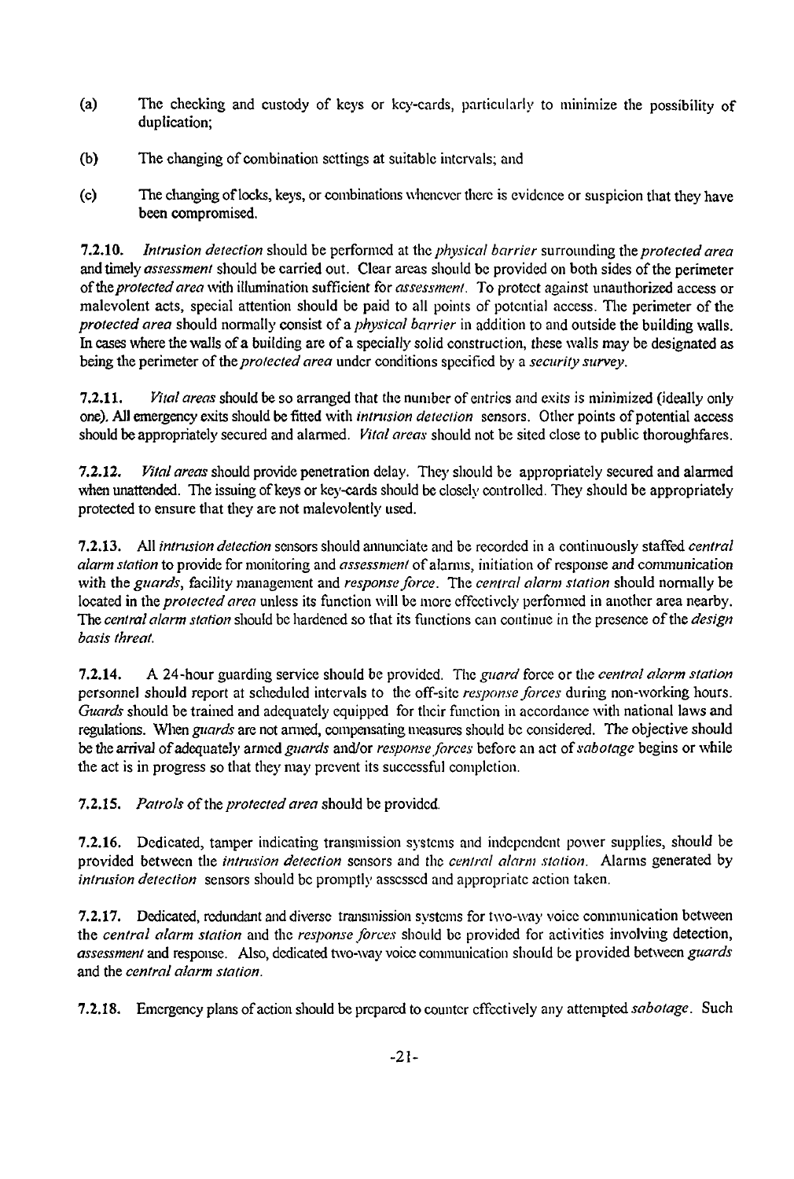(a) The checking and custody of keys or key-cards, particularly to minimize the possibility of duplication;

(b) The changing of combination settings at suitable intervals; and

(c) The changing of locks, keys, or combinations whenever there is evidence or suspicion that they have been compromised.

**7.2.10.** *Intrusion detection* should be performed at the *physical barrier* surrounding the *protected area* and timely *assessment* should be carried out. Clear areas should be provided on both sides of the perimeter of the *protected area* with illumination sufficient for *assessment*. To protect against unauthorized access or malevolent acts, special attention should be paid to all points of potential access. The perimeter of the *protected area* should normally consist of a *physical barrier* in addition to and outside the building walls. In cases where the walls of a building are of a specially solid construction, these walls may be designated as being the perimeter of the *protected area* under conditions specified by a *security survey*.

**7.2.11.** *Vital areas* should be so arranged that the number of entries and exits is minimized (ideally only one). All emergency exits should be fitted with *intrusion detection* sensors. Other points of potential access should be appropriately secured and alarmed. *Vital areas* should not be sited close to public thoroughfares.

**7.2.12.** *Vital areas* should provide penetration delay. They should be appropriately secured and alarmed when unattended. The issuing of keys or key-cards should be closely controlled. They should be appropriately protected to ensure that they are not malevolently used.

**7.2.13.** All *intrusion detection* sensors should annunciate and be recorded in a continuously staffed *central alarm station* to provide for monitoring and *assessment* of alarms, initiation of response and communication with the *guards*, facility management and *response force*. The *central alarm station* should normally be located in the *protected area* unless its function will be more effectively performed in another area nearby. The *central alarm station* should be hardened so that its functions can continue in the presence of the *design basis threat*.

**7.2.14.** A 24-hour guarding service should be provided. The *guard* force or the *central alarm station* personnel should report at scheduled intervals to the off-site *response forces* during non-working hours. *Guards* should be trained and adequately equipped for their function in accordance with national laws and regulations. When *guards* are not armed, compensating measures should be considered. The objective should be the arrival of adequately armed *guards* and/or *response forces* before an act of *sabotage* begins or while the act is in progress so that they may prevent its successful completion.

**7.2.15.** *Patrols* of the *protected area* should be provided.

**7.2.16.** Dedicated, tamper indicating transmission systems and independent power supplies, should be provided between the *intrusion detection* sensors and the *central alarm station*. Alarms generated by *intrusion detection* sensors should be promptly assessed and appropriate action taken.

**7.2.17.** Dedicated, redundant and diverse transmission systems for two-way voice communication between the *central alarm station* and the *response forces* should be provided for activities involving detection, *assessment* and response. Also, dedicated two-way voice communication should be provided between *guards* and the *central alarm station*.

**7.2.18.** Emergency plans of action should be prepared to counter effectively any attempted *sabotage*. Such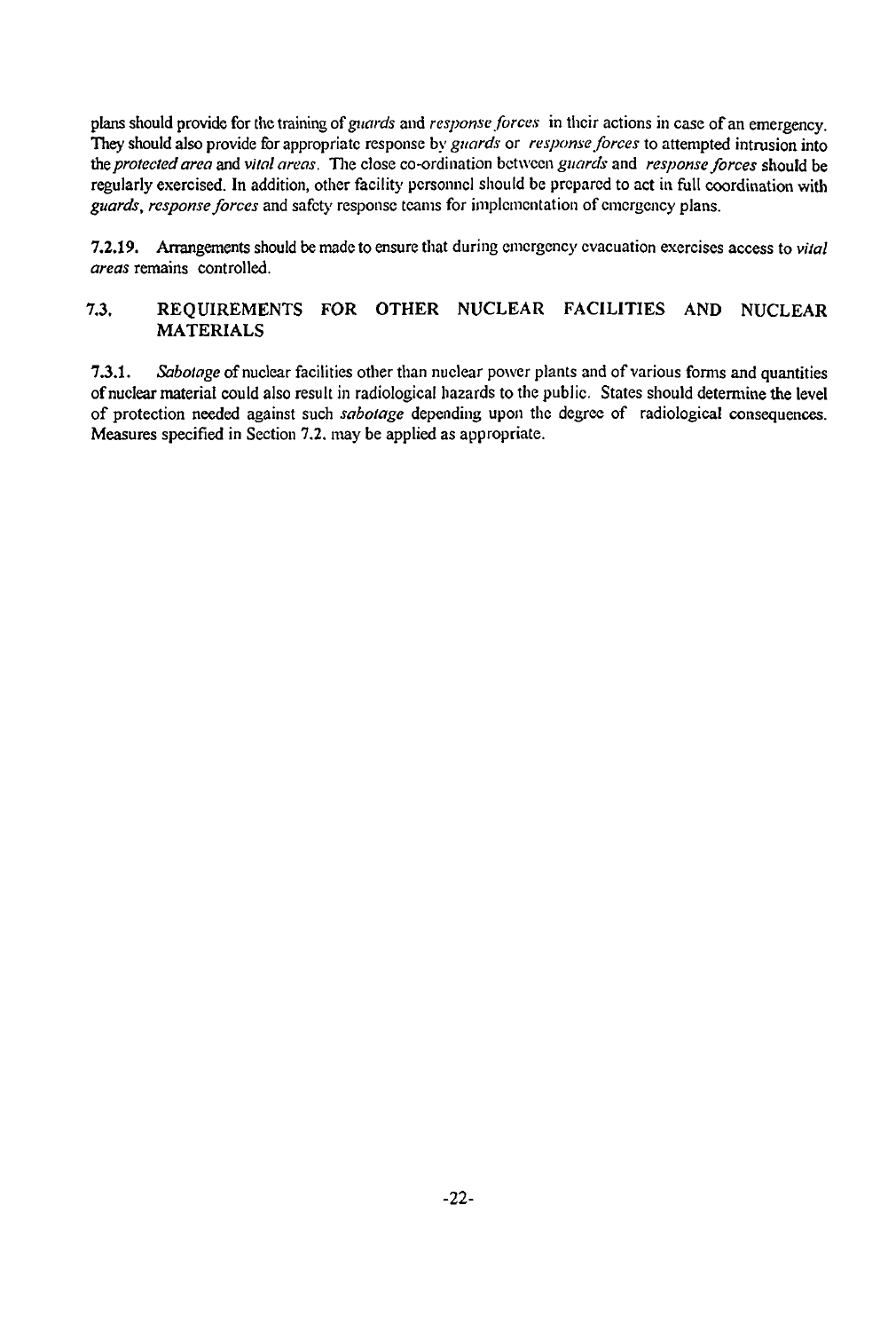plans should provide for the training of *guards* and *response forces* in their actions in case of an emergency. They should also provide for appropriate response by *guards* or *response forces* to attempted intrusion into the *protected area* and *vital areas*. The close co-ordination between *guards* and *response forces* should be regularly exercised. In addition, other facility personnel should be prepared to act in full coordination with *guards*, *response forces* and safety response teams for implementation of emergency plans.

**7.2.19.** Arrangements should be made to ensure that during emergency evacuation exercises access to *vital areas* remains controlled.

## 7.3. REQUIREMENTS FOR OTHER NUCLEAR FACILITIES AND NUCLEAR MATERIALS

**7.3.1.** *Sabotage* of nuclear facilities other than nuclear power plants and of various forms and quantities of nuclear material could also result in radiological hazards to the public. States should determine the level of protection needed against such *sabotage* depending upon the degree of radiological consequences. Measures specified in Section 7.2. may be applied as appropriate.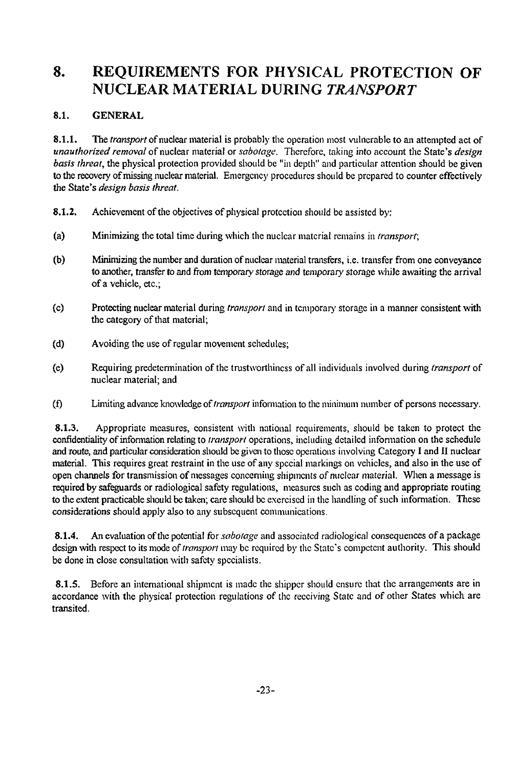# 8. REQUIREMENTS FOR PHYSICAL PROTECTION OF NUCLEAR MATERIAL DURING *TRANSPORT*

## 8.1. GENERAL

**8.1.1.** The *transport* of nuclear material is probably the operation most vulnerable to an attempted act of *unauthorized removal* of nuclear material or *sabotage*. Therefore, taking into account the State's *design basis threat*, the physical protection provided should be "in depth" and particular attention should be given to the recovery of missing nuclear material. Emergency procedures should be prepared to counter effectively the State's *design basis threat*.

**8.1.2.** Achievement of the objectives of physical protection should be assisted by:

(a) Minimizing the total time during which the nuclear material remains in *transport*;

(b) Minimizing the number and duration of nuclear material transfers, i.e. transfer from one conveyance to another, transfer to and from temporary storage and temporary storage while awaiting the arrival of a vehicle, etc.;

(c) Protecting nuclear material during *transport* and in temporary storage in a manner consistent with the category of that material;

(d) Avoiding the use of regular movement schedules;

(e) Requiring predetermination of the trustworthiness of all individuals involved during *transport* of nuclear material; and

(f) Limiting advance knowledge of *transport* information to the minimum number of persons necessary.

**8.1.3.** Appropriate measures, consistent with national requirements, should be taken to protect the confidentiality of information relating to *transport* operations, including detailed information on the schedule and route, and particular consideration should be given to those operations involving Category I and II nuclear material. This requires great restraint in the use of any special markings on vehicles, and also in the use of open channels for transmission of messages concerning shipments of nuclear material. When a message is required by safeguards or radiological safety regulations, measures such as coding and appropriate routing to the extent practicable should be taken; care should be exercised in the handling of such information. These considerations should apply also to any subsequent communications.

**8.1.4.** An evaluation of the potential for *sabotage* and associated radiological consequences of a package design with respect to its mode of *transport* may be required by the State's competent authority. This should be done in close consultation with safety specialists.

**8.1.5.** Before an international shipment is made the shipper should ensure that the arrangements are in accordance with the physical protection regulations of the receiving State and of other States which are transited.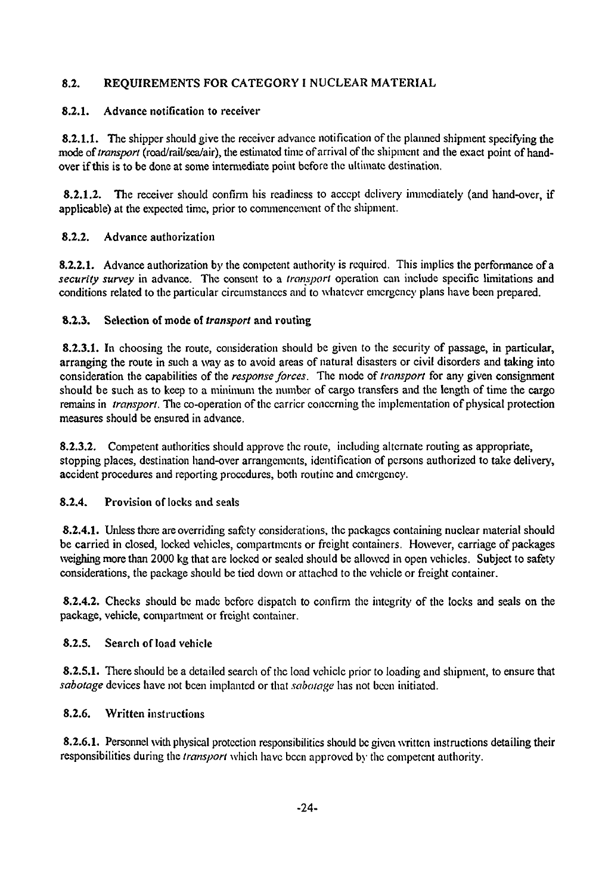## 8.2. REQUIREMENTS FOR CATEGORY I NUCLEAR MATERIAL

### 8.2.1. Advance notification to receiver

**8.2.1.1.** The shipper should give the receiver advance notification of the planned shipment specifying the mode of *transport* (road/rail/sea/air), the estimated time of arrival of the shipment and the exact point of hand-over if this is to be done at some intermediate point before the ultimate destination.

**8.2.1.2.** The receiver should confirm his readiness to accept delivery immediately (and hand-over, if applicable) at the expected time, prior to commencement of the shipment.

### 8.2.2. Advance authorization

**8.2.2.1.** Advance authorization by the competent authority is required. This implies the performance of a *security survey* in advance. The consent to a *transport* operation can include specific limitations and conditions related to the particular circumstances and to whatever emergency plans have been prepared.

### 8.2.3. Selection of mode of *transport* and routing

**8.2.3.1.** In choosing the route, consideration should be given to the security of passage, in particular, arranging the route in such a way as to avoid areas of natural disasters or civil disorders and taking into consideration the capabilities of the *response forces*. The mode of *transport* for any given consignment should be such as to keep to a minimum the number of cargo transfers and the length of time the cargo remains in *transport*. The co-operation of the carrier concerning the implementation of physical protection measures should be ensured in advance.

**8.2.3.2.** Competent authorities should approve the route, including alternate routing as appropriate, stopping places, destination hand-over arrangements, identification of persons authorized to take delivery, accident procedures and reporting procedures, both routine and emergency.

### 8.2.4. Provision of locks and seals

**8.2.4.1.** Unless there are overriding safety considerations, the packages containing nuclear material should be carried in closed, locked vehicles, compartments or freight containers. However, carriage of packages weighing more than 2000 kg that are locked or sealed should be allowed in open vehicles. Subject to safety considerations, the package should be tied down or attached to the vehicle or freight container.

**8.2.4.2.** Checks should be made before dispatch to confirm the integrity of the locks and seals on the package, vehicle, compartment or freight container.

### 8.2.5. Search of load vehicle

**8.2.5.1.** There should be a detailed search of the load vehicle prior to loading and shipment, to ensure that *sabotage* devices have not been implanted or that *sabotage* has not been initiated.

### 8.2.6. Written instructions

**8.2.6.1.** Personnel with physical protection responsibilities should be given written instructions detailing their responsibilities during the *transport* which have been approved by the competent authority.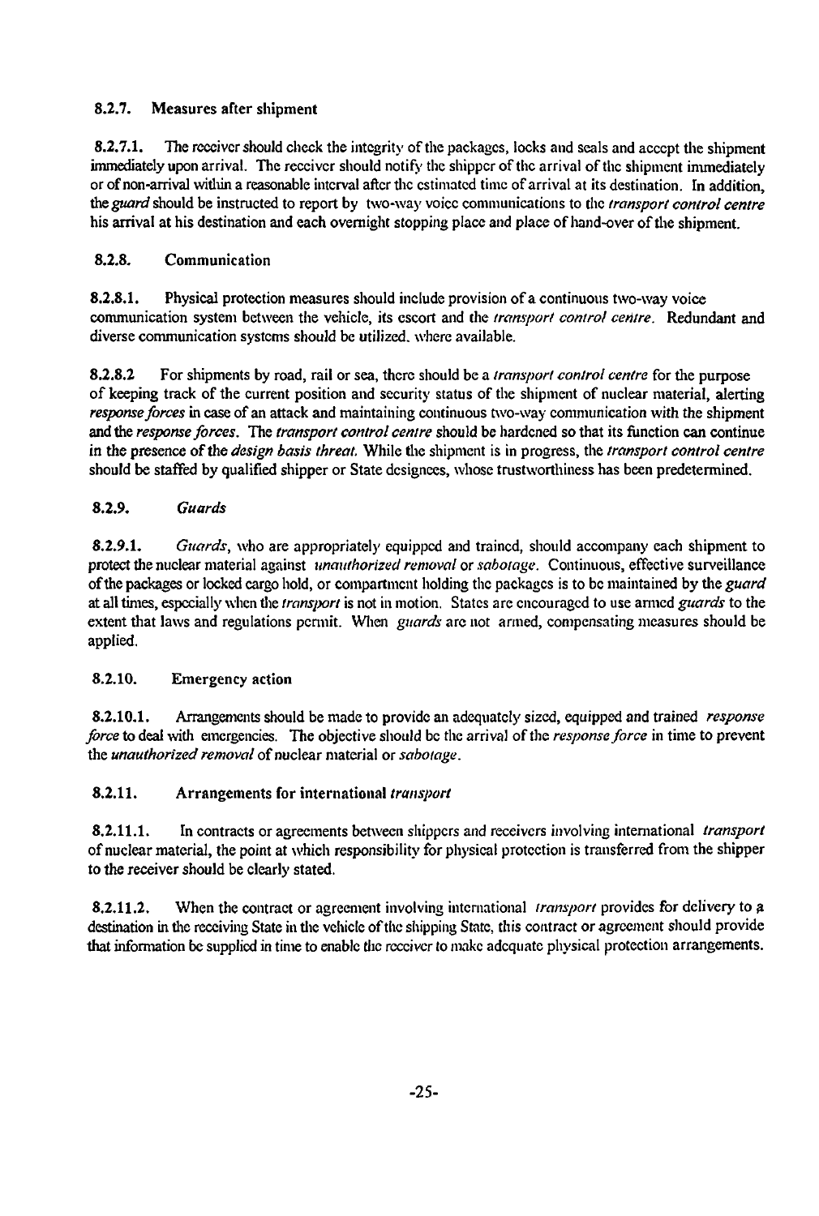### 8.2.7. Measures after shipment

**8.2.7.1.** The receiver should check the integrity of the packages, locks and seals and accept the shipment immediately upon arrival. The receiver should notify the shipper of the arrival of the shipment immediately or of non-arrival within a reasonable interval after the estimated time of arrival at its destination. In addition, the *guard* should be instructed to report by two-way voice communications to the *transport control centre* his arrival at his destination and each overnight stopping place and place of hand-over of the shipment.

### 8.2.8. Communication

**8.2.8.1.** Physical protection measures should include provision of a continuous two-way voice communication system between the vehicle, its escort and the *transport control centre*. Redundant and diverse communication systems should be utilized, where available.

**8.2.8.2** For shipments by road, rail or sea, there should be a *transport control centre* for the purpose of keeping track of the current position and security status of the shipment of nuclear material, alerting *response forces* in case of an attack and maintaining continuous two-way communication with the shipment and the *response forces*. The *transport control centre* should be hardened so that its function can continue in the presence of the *design basis threat*. While the shipment is in progress, the *transport control centre* should be staffed by qualified shipper or State designees, whose trustworthiness has been predetermined.

### 8.2.9. *Guards*

**8.2.9.1.** *Guards*, who are appropriately equipped and trained, should accompany each shipment to protect the nuclear material against *unauthorized removal* or *sabotage*. Continuous, effective surveillance of the packages or locked cargo hold, or compartment holding the packages is to be maintained by the *guard* at all times, especially when the *transport* is not in motion. States are encouraged to use armed *guards* to the extent that laws and regulations permit. When *guards* are not armed, compensating measures should be applied.

### 8.2.10. Emergency action

**8.2.10.1.** Arrangements should be made to provide an adequately sized, equipped and trained *response force* to deal with emergencies. The objective should be the arrival of the *response force* in time to prevent the *unauthorized removal* of nuclear material or *sabotage*.

### 8.2.11. Arrangements for international *transport*

**8.2.11.1.** In contracts or agreements between shippers and receivers involving international *transport* of nuclear material, the point at which responsibility for physical protection is transferred from the shipper to the receiver should be clearly stated.

**8.2.11.2.** When the contract or agreement involving international *transport* provides for delivery to a destination in the receiving State in the vehicle of the shipping State, this contract or agreement should provide that information be supplied in time to enable the receiver to make adequate physical protection arrangements.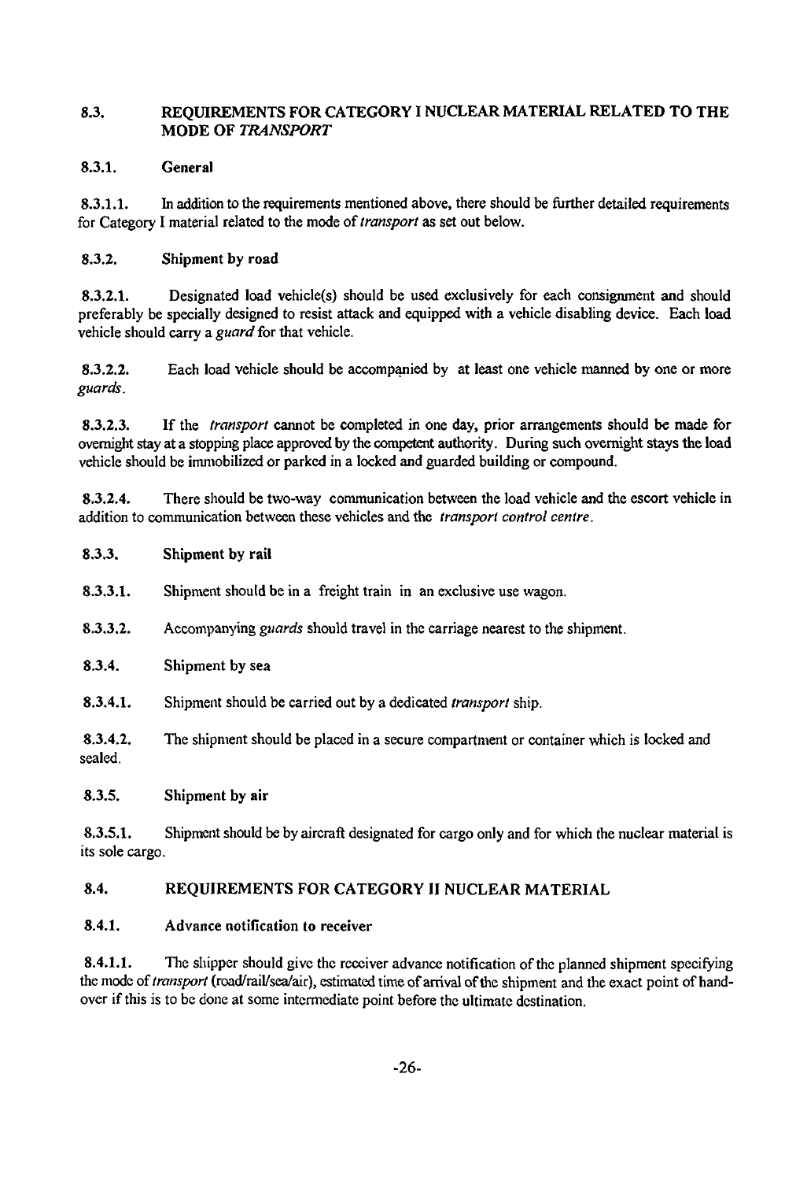## 8.3. REQUIREMENTS FOR CATEGORY I NUCLEAR MATERIAL RELATED TO THE MODE OF *TRANSPORT*

### 8.3.1. General

**8.3.1.1.** In addition to the requirements mentioned above, there should be further detailed requirements for Category I material related to the mode of *transport* as set out below.

### 8.3.2. Shipment by road

**8.3.2.1.** Designated load vehicle(s) should be used exclusively for each consignment and should preferably be specially designed to resist attack and equipped with a vehicle disabling device. Each load vehicle should carry a *guard* for that vehicle.

**8.3.2.2.** Each load vehicle should be accompanied by at least one vehicle manned by one or more *guards*.

**8.3.2.3.** If the *transport* cannot be completed in one day, prior arrangements should be made for overnight stay at a stopping place approved by the competent authority. During such overnight stays the load vehicle should be immobilized or parked in a locked and guarded building or compound.

**8.3.2.4.** There should be two-way communication between the load vehicle and the escort vehicle in addition to communication between these vehicles and the *transport control centre*.

### 8.3.3. Shipment by rail

**8.3.3.1.** Shipment should be in a freight train in an exclusive use wagon.

**8.3.3.2.** Accompanying *guards* should travel in the carriage nearest to the shipment.

### 8.3.4. Shipment by sea

**8.3.4.1.** Shipment should be carried out by a dedicated *transport* ship.

**8.3.4.2.** The shipment should be placed in a secure compartment or container which is locked and sealed.

### 8.3.5. Shipment by air

**8.3.5.1.** Shipment should be by aircraft designated for cargo only and for which the nuclear material is its sole cargo.

## 8.4. REQUIREMENTS FOR CATEGORY II NUCLEAR MATERIAL

### 8.4.1. Advance notification to receiver

**8.4.1.1.** The shipper should give the receiver advance notification of the planned shipment specifying the mode of *transport* (road/rail/sea/air), estimated time of arrival of the shipment and the exact point of hand-over if this is to be done at some intermediate point before the ultimate destination.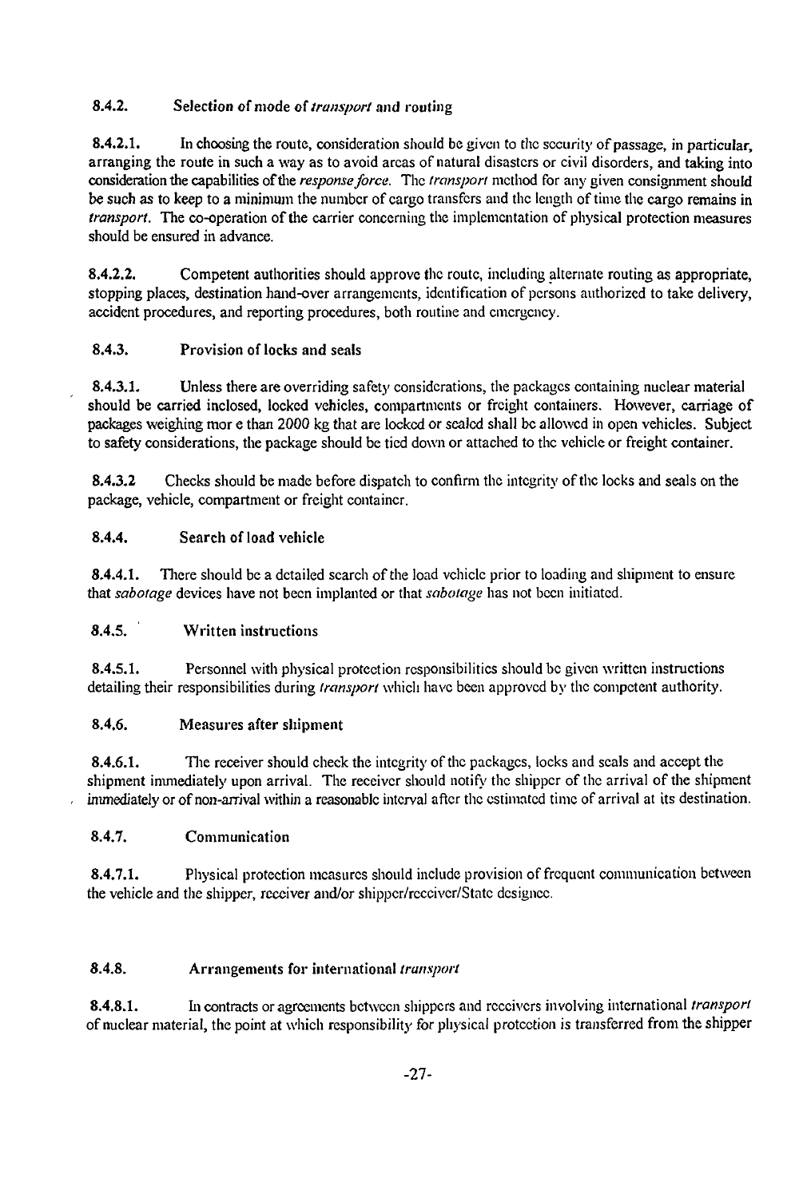### 8.4.2. Selection of mode of *transport* and routing

**8.4.2.1.** In choosing the route, consideration should be given to the security of passage, in particular, arranging the route in such a way as to avoid areas of natural disasters or civil disorders, and taking into consideration the capabilities of the *response force*. The *transport* method for any given consignment should be such as to keep to a minimum the number of cargo transfers and the length of time the cargo remains in *transport*. The co-operation of the carrier concerning the implementation of physical protection measures should be ensured in advance.

**8.4.2.2.** Competent authorities should approve the route, including alternate routing as appropriate, stopping places, destination hand-over arrangements, identification of persons authorized to take delivery, accident procedures, and reporting procedures, both routine and emergency.

### 8.4.3. Provision of locks and seals

**8.4.3.1.** Unless there are overriding safety considerations, the packages containing nuclear material should be carried inclosed, locked vehicles, compartments or freight containers. However, carriage of packages weighing mor e than 2000 kg that are locked or sealed shall be allowed in open vehicles. Subject to safety considerations, the package should be tied down or attached to the vehicle or freight container.

**8.4.3.2** Checks should be made before dispatch to confirm the integrity of the locks and seals on the package, vehicle, compartment or freight container.

### 8.4.4. Search of load vehicle

**8.4.4.1.** There should be a detailed search of the load vehicle prior to loading and shipment to ensure that *sabotage* devices have not been implanted or that *sabotage* has not been initiated.

### 8.4.5. Written instructions

**8.4.5.1.** Personnel with physical protection responsibilities should be given written instructions detailing their responsibilities during *transport* which have been approved by the competent authority.

### 8.4.6. Measures after shipment

**8.4.6.1.** The receiver should check the integrity of the packages, locks and seals and accept the shipment immediately upon arrival. The receiver should notify the shipper of the arrival of the shipment immediately or of non-arrival within a reasonable interval after the estimated time of arrival at its destination.

### 8.4.7. Communication

**8.4.7.1.** Physical protection measures should include provision of frequent communication between the vehicle and the shipper, receiver and/or shipper/receiver/State designee.

### 8.4.8. Arrangements for international *transport*

**8.4.8.1.** In contracts or agreements between shippers and receivers involving international *transport* of nuclear material, the point at which responsibility for physical protection is transferred from the shipper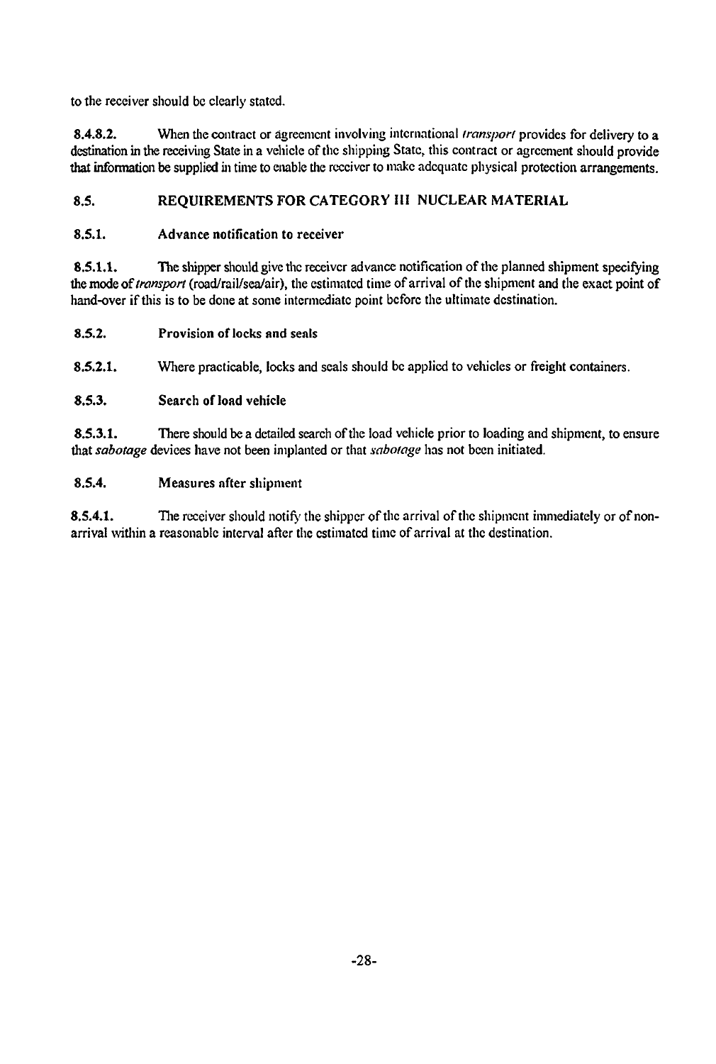to the receiver should be clearly stated.

**8.4.8.2.** When the contract or agreement involving international *transport* provides for delivery to a destination in the receiving State in a vehicle of the shipping State, this contract or agreement should provide that information be supplied in time to enable the receiver to make adequate physical protection arrangements.

## 8.5. REQUIREMENTS FOR CATEGORY III NUCLEAR MATERIAL

### 8.5.1. Advance notification to receiver

**8.5.1.1.** The shipper should give the receiver advance notification of the planned shipment specifying the mode of *transport* (road/rail/sea/air), the estimated time of arrival of the shipment and the exact point of hand-over if this is to be done at some intermediate point before the ultimate destination.

### 8.5.2. Provision of locks and seals

**8.5.2.1.** Where practicable, locks and seals should be applied to vehicles or freight containers.

### 8.5.3. Search of load vehicle

**8.5.3.1.** There should be a detailed search of the load vehicle prior to loading and shipment, to ensure that *sabotage* devices have not been implanted or that *sabotage* has not been initiated.

### 8.5.4. Measures after shipment

**8.5.4.1.** The receiver should notify the shipper of the arrival of the shipment immediately or of non-arrival within a reasonable interval after the estimated time of arrival at the destination.